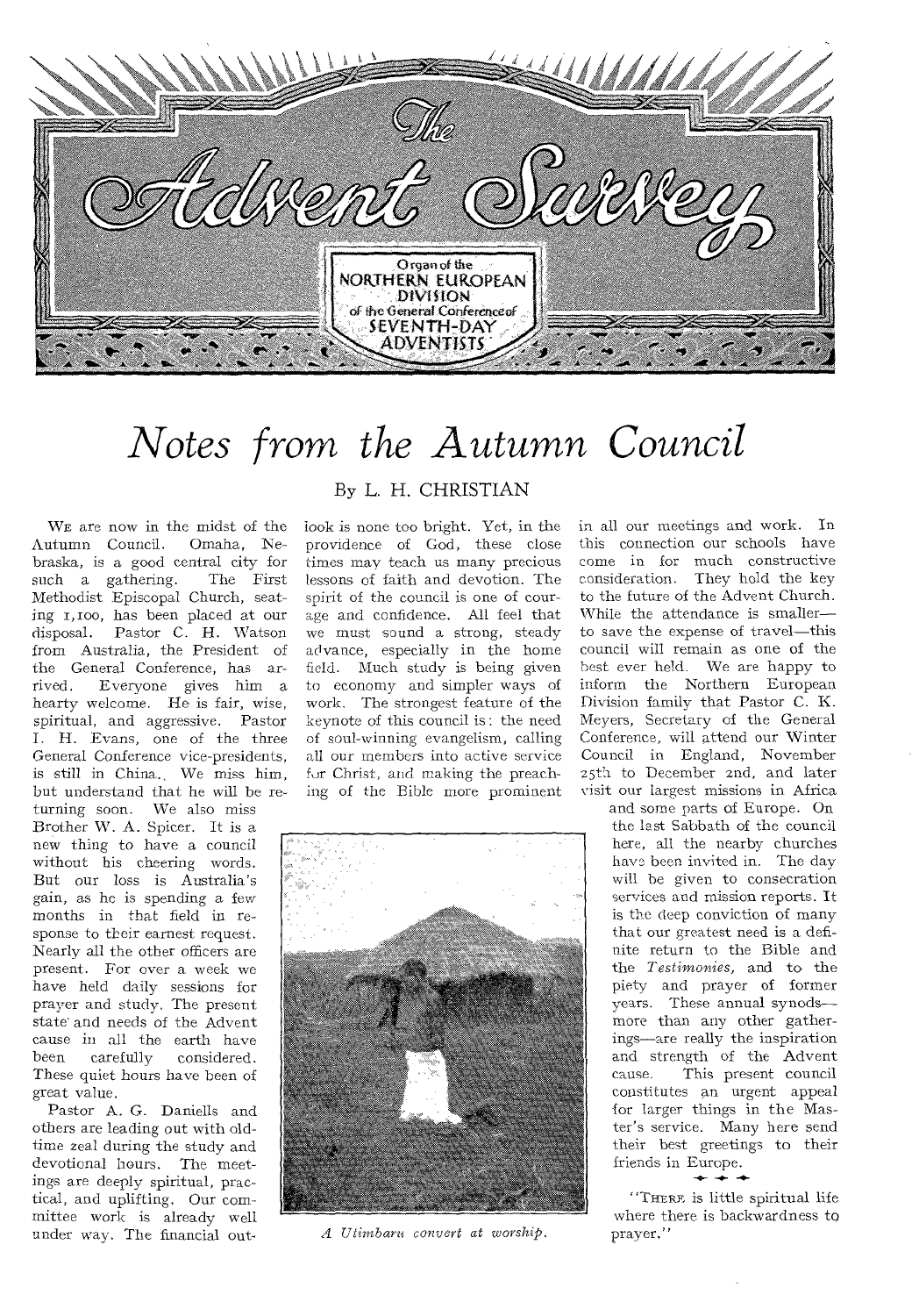# The Advent Survey

Organ of the NORTHERN EUROPEAN DIVISION of the General Conference of SEVENTH-DAY ADVENTISTS

# *Notes from the Autumn Council*

By L. H. CHRISTIAN

WE are now in the midst of the Autumn Council. Omaha, Nebraska, is a good central city for such a gathering. The First Methodist Episcopal Church, seating 1,100, has been placed at our disposal. Pastor C. H. Watson from Australia, the President of the General Conference, has arrived. Everyone gives him a hearty welcome. He is fair, wise, spiritual, and aggressive. Pastor I. H. Evans, one of the three General Conference vice-presidents, is still in China. We miss him, but understand that he will be returning soon. We also miss Brother W. A. Spicer. It is a new thing to have a council without his cheering words. But our loss is Australia's gain, as he is spending a few months in that field in response to their earnest request. Nearly all the other officers are present. For over a week we have held daily sessions for prayer and study. The present state and needs of the Advent cause in all the earth have been carefully considered. These quiet hours have been of great value.

Pastor A. G. Daniells and others are leading out with old-time zeal during the study and devotional hours. The meetings are deeply spiritual, practical, and uplifting. Our committee work is already well under way. The financial outlook is none too bright. Yet, in the providence of God, these close times may teach us many precious lessons of faith and devotion. The spirit of the council is one of courage and confidence. All feel that we must sound a strong, steady advance, especially in the home field. Much study is being given to economy and simpler ways of work. The strongest feature of the keynote of this council is: the need of soul-winning evangelism, calling all our members into active service for Christ, and making the preaching of the Bible more prominent in all our meetings and work. In this connection our schools have come in for much constructive consideration. They hold the key to the future of the Advent Church. While the attendance is smaller—to save the expense of travel—this council will remain as one of the best ever held. We are happy to inform the Northern European Division family that Pastor C. K. Meyers, Secretary of the General Conference, will attend our Winter Council in England, November 25th to December 2nd, and later visit our largest missions in Africa and some parts of Europe. On the last Sabbath of the council here, all the nearby churches have been invited in. The day will be given to consecration services and mission reports. It is the deep conviction of many that our greatest need is a definite return to the Bible and the *Testimonies*, and to the piety and prayer of former years. These annual synods—more than any other gatherings—are really the inspiration and strength of the Advent cause. This present council constitutes an urgent appeal for larger things in the Master's service. Many here send their best greetings to their friends in Europe.

*A Ulimbaru convert at worship.*

---

"THERE is little spiritual life where there is backwardness to prayer."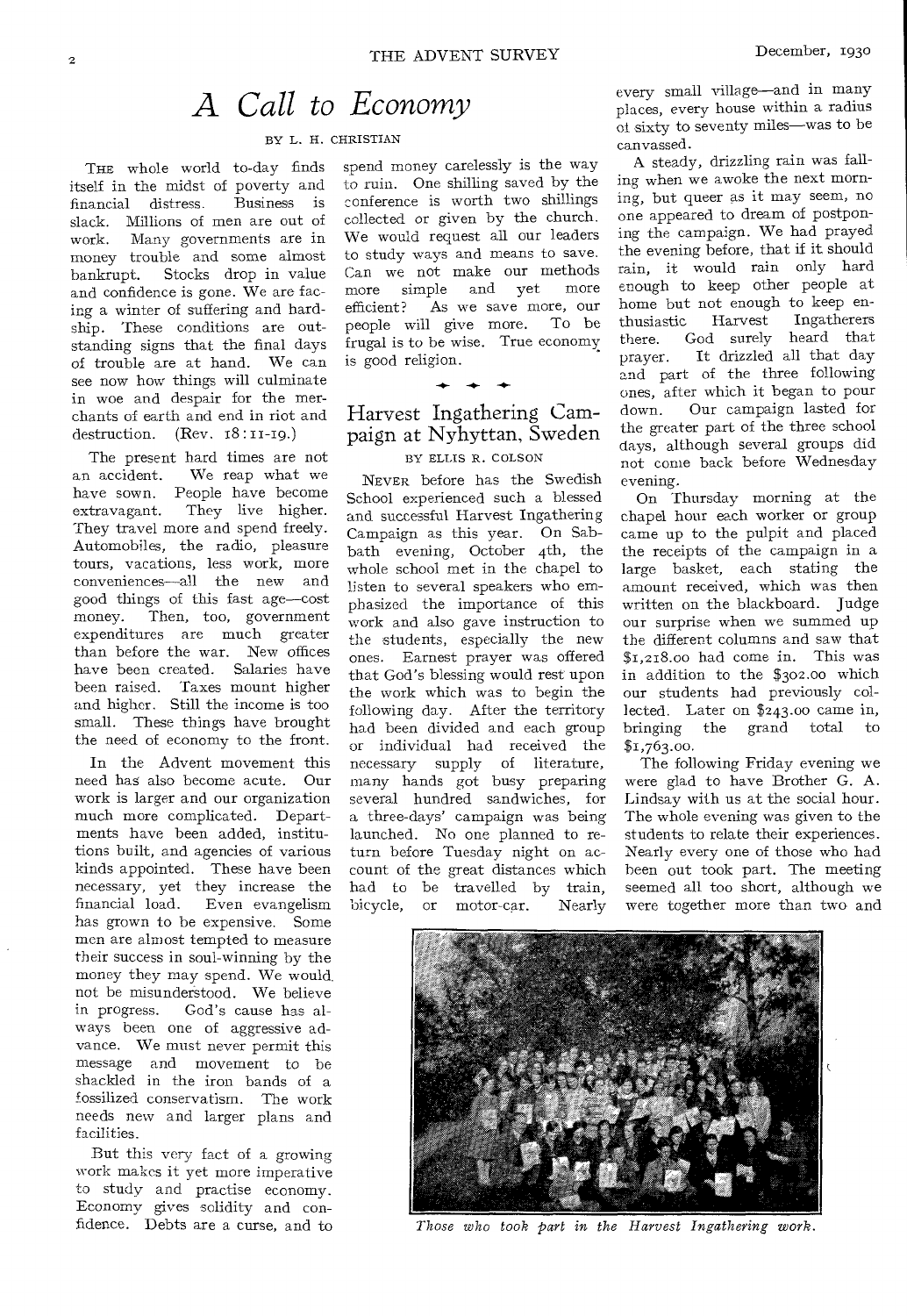# A Call to Economy

BY L. H. CHRISTIAN

THE whole world to-day finds itself in the midst of poverty and financial distress. Business is slack. Millions of men are out of work. Many governments are in money trouble and some almost bankrupt. Stocks drop in value and confidence is gone. We are facing a winter of suffering and hardship. These conditions are outstanding signs that the final days of trouble are at hand. We can see now how things will culminate in woe and despair for the merchants of earth and end in riot and destruction. (Rev. 18:11-19.)

The present hard times are not an accident. We reap what we have sown. People have become extravagant. They live higher. They travel more and spend freely. Automobiles, the radio, pleasure tours, vacations, less work, more conveniences—all the new and good things of this fast age—cost money. Then, too, government expenditures are much greater than before the war. New offices have been created. Salaries have been raised. Taxes mount higher and higher. Still the income is too small. These things have brought the need of economy to the front.

In the Advent movement this need has also become acute. Our work is larger and our organization much more complicated. Departments have been added, institutions built, and agencies of various kinds appointed. These have been necessary, yet they increase the financial load. Even evangelism has grown to be expensive. Some men are almost tempted to measure their success in soul-winning by the money they may spend. We would not be misunderstood. We believe in progress. God's cause has always been one of aggressive advance. We must never permit this message and movement to be shackled in the iron bands of a fossilized conservatism. The work needs new and larger plans and facilities.

But this very fact of a growing work makes it yet more imperative to study and practise economy. Economy gives solidity and confidence. Debts are a curse, and to spend money carelessly is the way to ruin. One shilling saved by the conference is worth two shillings collected or given by the church. We would request all our leaders to study ways and means to save. Can we not make our methods more simple and yet more efficient? As we save more, our people will give more. To be frugal is to be wise. True economy is good religion.

# Harvest Ingathering Campaign at Nyhyttan, Sweden

BY ELLIS R. COLSON

NEVER before has the Swedish School experienced such a blessed and successful Harvest Ingathering Campaign as this year. On Sabbath evening, October 4th, the whole school met in the chapel to listen to several speakers who emphasized the importance of this work and also gave instruction to the students, especially the new ones. Earnest prayer was offered that God's blessing would rest upon the work which was to begin the following day. After the territory had been divided and each group or individual had received the necessary supply of literature, many hands got busy preparing several hundred sandwiches, for a three-days' campaign was being launched. No one planned to return before Tuesday night on account of the great distances which had to be travelled by train, bicycle, or motor-car. Nearly every small village—and in many places, every house within a radius of sixty to seventy miles—was to be canvassed.

A steady, drizzling rain was falling when we awoke the next morning, but queer as it may seem, no one appeared to dream of postponing the campaign. We had prayed the evening before, that if it should rain, it would rain only hard enough to keep other people at home but not enough to keep enthusiastic Harvest Ingatherers there. God surely heard that prayer. It drizzled all that day and part of the three following ones, after which it began to pour down. Our campaign lasted for the greater part of the three school days, although several groups did not come back before Wednesday evening.

On Thursday morning at the chapel hour each worker or group came up to the pulpit and placed the receipts of the campaign in a large basket, each stating the amount received, which was then written on the blackboard. Judge our surprise when we summed up the different columns and saw that $1,218.00 had come in. This was in addition to the $302.00 which our students had previously collected. Later on $243.00 came in, bringing the grand total to $1,763.00.

The following Friday evening we were glad to have Brother G. A. Lindsay with us at the social hour. The whole evening was given to the students to relate their experiences. Nearly every one of those who had been out took part. The meeting seemed all too short, although we were together more than two and

*Those who took part in the Harvest Ingathering work.*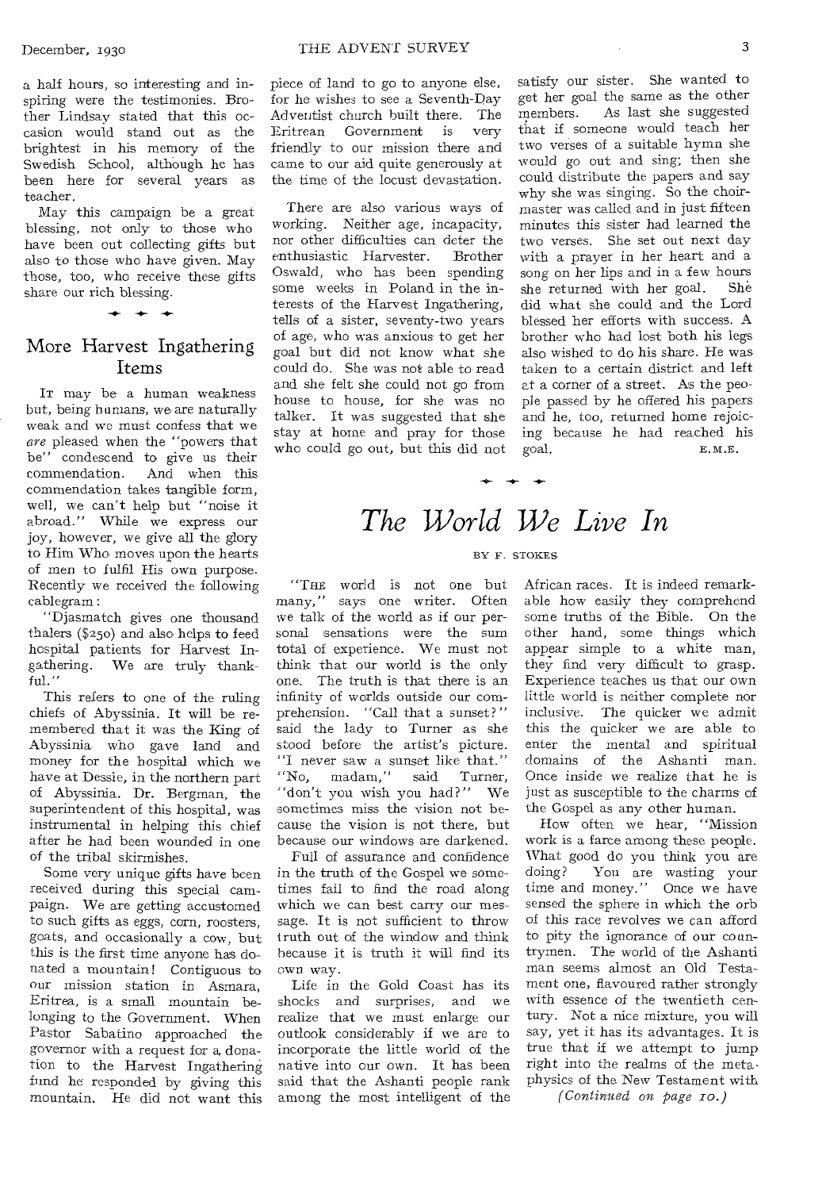a half hours, so interesting and inspiring were the testimonies. Brother Lindsay stated that this occasion would stand out as the brightest in his memory of the Swedish School, although he has been here for several years as teacher.

May this campaign be a great blessing, not only to those who have been out collecting gifts but also to those who have given. May those, too, who receive these gifts share our rich blessing.

## More Harvest Ingathering Items

It may be a human weakness but, being humans, we are naturally weak and we must confess that we *are* pleased when the "powers that be" condescend to give us their commendation. And when this commendation takes tangible form, well, we can't help but "noise it abroad." While we express our joy, however, we give all the glory to Him Who moves upon the hearts of men to fulfil His own purpose. Recently we received the following cablegram:

"Djasmatch gives one thousand thalers ($250) and also helps to feed hospital patients for Harvest Ingathering. We are truly thankful."

This refers to one of the ruling chiefs of Abyssinia. It will be remembered that it was the King of Abyssinia who gave land and money for the hospital which we have at Dessie, in the northern part of Abyssinia. Dr. Bergman, the superintendent of this hospital, was instrumental in helping this chief after he had been wounded in one of the tribal skirmishes.

Some very unique gifts have been received during this special campaign. We are getting accustomed to such gifts as eggs, corn, roosters, goats, and occasionally a cow, but this is the first time anyone has donated a mountain! Contiguous to our mission station in Asmara, Eritrea, is a small mountain belonging to the Government. When Pastor Sabatino approached the governor with a request for a donation to the Harvest Ingathering fund he responded by giving this mountain. He did not want this piece of land to go to anyone else, for he wishes to see a Seventh-Day Adventist church built there. The Eritrean Government is very friendly to our mission there and came to our aid quite generously at the time of the locust devastation.

There are also various ways of working. Neither age, incapacity, nor other difficulties can deter the enthusiastic Harvester. Brother Oswald, who has been spending some weeks in Poland in the interests of the Harvest Ingathering, tells of a sister, seventy-two years of age, who was anxious to get her goal but did not know what she could do. She was not able to read and she felt she could not go from house to house, for she was no talker. It was suggested that she stay at home and pray for those who could go out, but this did not satisfy our sister. She wanted to get her goal the same as the other members. As last she suggested that if someone would teach her two verses of a suitable hymn she would go out and sing; then she could distribute the papers and say why she was singing. So the choirmaster was called and in just fifteen minutes this sister had learned the two verses. She set out next day with a prayer in her heart and a song on her lips and in a few hours she returned with her goal. She did what she could and the Lord blessed her efforts with success. A brother who had lost both his legs also wished to do his share. He was taken to a certain district and left at a corner of a street. As the people passed by he offered his papers and he, too, returned home rejoicing because he had reached his goal.

E.M.E.

# *The World We Live In*

BY F. STOKES

"The world is not one but many," says one writer. Often we talk of the world as if our personal sensations were the sum total of experience. We must not think that our world is the only one. The truth is that there is an infinity of worlds outside our comprehension. "Call that a sunset?" said the lady to Turner as she stood before the artist's picture. "I never saw a sunset like that." "No, madam," said Turner, "don't you wish you had?" We sometimes miss the vision not because the vision is not there, but because our windows are darkened.

Full of assurance and confidence in the truth of the Gospel we sometimes fail to find the road along which we can best carry our message. It is not sufficient to throw truth out of the window and think because it is truth it will find its own way.

Life in the Gold Coast has its shocks and surprises, and we realize that we must enlarge our outlook considerably if we are to incorporate the little world of the native into our own. It has been said that the Ashanti people rank among the most intelligent of the African races. It is indeed remarkable how easily they comprehend some truths of the Bible. On the other hand, some things which appear simple to a white man, they find very difficult to grasp. Experience teaches us that our own little world is neither complete nor inclusive. The quicker we admit this the quicker we are able to enter the mental and spiritual domains of the Ashanti man. Once inside we realize that he is just as susceptible to the charms of the Gospel as any other human.

How often we hear, "Mission work is a farce among these people. What good do you think you are doing? You are wasting your time and money." Once we have sensed the sphere in which the orb of this race revolves we can afford to pity the ignorance of our countrymen. The world of the Ashanti man seems almost an Old Testament one, flavoured rather strongly with essence of the twentieth century. Not a nice mixture, you will say, yet it has its advantages. It is true that if we attempt to jump right into the realms of the metaphysics of the New Testament with

*(Continued on page 10.)*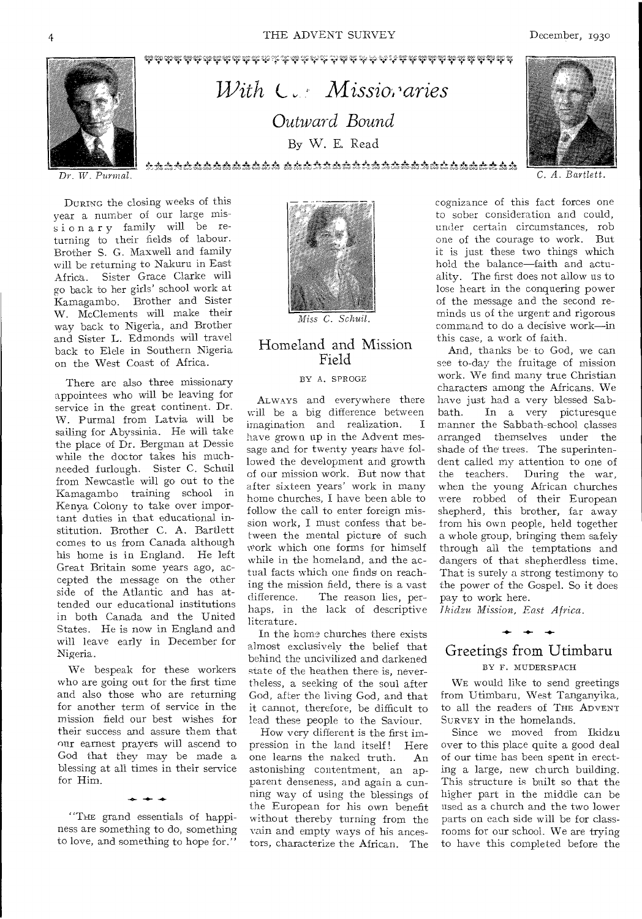# *With Our Missionaries*

## *Outward Bound*

By W. E. Read

*Dr. W. Purmal.*

*C. A. Bartlett.*

DURING the closing weeks of this year a number of our large missionary family will be returning to their fields of labour. Brother S. G. Maxwell and family will be returning to Nakuru in East Africa. Sister Grace Clarke will go back to her girls' school work at Kamagambo. Brother and Sister W. McClements will make their way back to Nigeria, and Brother and Sister L. Edmonds will travel back to Elele in Southern Nigeria on the West Coast of Africa.

There are also three missionary appointees who will be leaving for service in the great continent. Dr. W. Purmal from Latvia will be sailing for Abyssinia. He will take the place of Dr. Bergman at Dessie while the doctor takes his much-needed furlough. Sister C. Schuil from Newcastle will go out to the Kamagambo training school in Kenya Colony to take over important duties in that educational institution. Brother C. A. Bartlett comes to us from Canada although his home is in England. He left Great Britain some years ago, accepted the message on the other side of the Atlantic and has attended our educational institutions in both Canada and the United States. He is now in England and will leave early in December for Nigeria.

We bespeak for these workers who are going out for the first time and also those who are returning for another term of service in the mission field our best wishes for their success and assure them that our earnest prayers will ascend to God that they may be made a blessing at all times in their service for Him.

"THE grand essentials of happiness are something to do, something to love, and something to hope for."

*Miss C. Schuil.*

## Homeland and Mission Field

BY A. SPROGE

ALWAYS and everywhere there will be a big difference between imagination and realization. I have grown up in the Advent message and for twenty years have followed the development and growth of our mission work. But now that after sixteen years' work in many home churches, I have been able to follow the call to enter foreign mission work, I must confess that between the mental picture of such work which one forms for himself while in the homeland, and the actual facts which one finds on reaching the mission field, there is a vast difference. The reason lies, perhaps, in the lack of descriptive literature.

In the home churches there exists almost exclusively the belief that behind the uncivilized and darkened state of the heathen there is, nevertheless, a seeking of the soul after God, after the living God, and that it cannot, therefore, be difficult to lead these people to the Saviour.

How very different is the first impression in the land itself! Here one learns the naked truth. An astonishing contentment, an apparent denseness, and again a cunning way of using the blessings of the European for his own benefit without thereby turning from the vain and empty ways of his ancestors, characterize the African. The cognizance of this fact forces one to sober consideration and could, under certain circumstances, rob one of the courage to work. But it is just these two things which hold the balance—faith and actuality. The first does not allow us to lose heart in the conquering power of the message and the second reminds us of the urgent and rigorous command to do a decisive work—in this case, a work of faith.

And, thanks be to God, we can see to-day the fruitage of mission work. We find many true Christian characters among the Africans. We have just had a very blessed Sabbath. In a very picturesque manner the Sabbath-school classes arranged themselves under the shade of the trees. The superintendent called my attention to one of the teachers. During the war, when the young African churches were robbed of their European shepherd, this brother, far away from his own people, held together a whole group, bringing them safely through all the temptations and dangers of that shepherdless time. That is surely a strong testimony to the power of the Gospel. So it does pay to work here.

*Ikidzu Mission, East Africa.*

## Greetings from Utimbaru

BY F. MUDERSPACH

WE would like to send greetings from Utimbaru, West Tanganyika, to all the readers of THE ADVENT SURVEY in the homelands.

Since we moved from Ikidzu over to this place quite a good deal of our time has been spent in erecting a large, new church building. This structure is built so that the higher part in the middle can be used as a church and the two lower parts on each side will be for classrooms for our school. We are trying to have this completed before the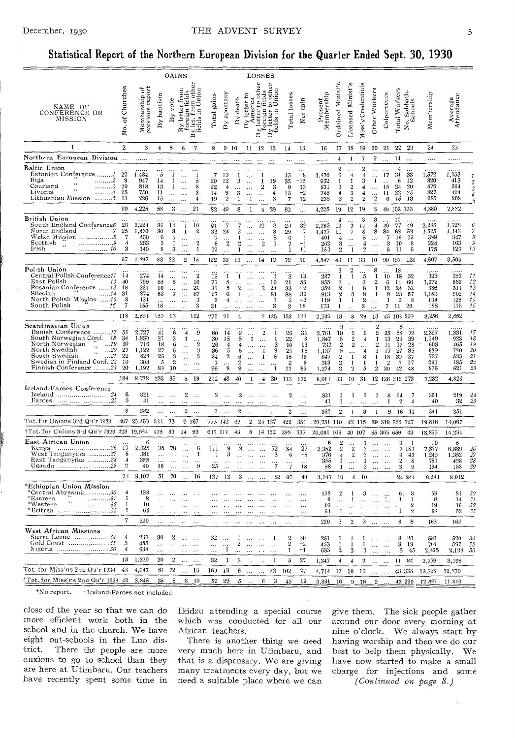## Statistical Report of the Northern European Division for the Quarter Ended Sept. 30, 1930

| NAME OF CONFERENCE OR MISSION | No. of Churches | Membership of previous report | GAINS: By baptism | By vote | By letter from foreign fields | By lct. from other fields in Union | Total gains | LOSSES: By apostasy | By death | By letter to America | By letter to other foreign fields | By letter to other fields in Union | Total losses | Net gain | Present Membership | Ordained Minist's | Licensed Minist's | Miss'y Credentials | Other Workers | Colporteurs | Total Workers | No. Sabbath-Schools | Membership | Average Attendance | |
|---|---|---|---|---|---|---|---|---|---|---|---|---|---|---|---|---|---|---|---|---|---|---|---|---|---|
| 1 | 2 | 3 | 4 | 5 | 6 | 7 | 8 | 9 | 10 | 11 | 12 | 13 | 14 | 15 | 16 | 17 | 18 | 19 | 20 | 21 | 22 | 23 | 24 | 25 | |
| Northern European Division | | | | | | | | | | | | | | | | 4 | 1 | 7 | 2 | | 14 | | | | |
| **Baltic Union** | | | | | | | | | | | | | | | | 2 | | 2 | | | 4 | | | | |
| Estonian Conference | 22 | 1,484 | 5 | 1 | | 1 | 7 | 13 | 1 | | 1 | | 15 | −8 | 1,476 | 6 | 4 | 4 | | 17 | 31 | 33 | 1,572 | 1,153 | 1 |
| Riga | 9 | 947 | 14 | 1 | | 5 | 20 | 12 | 3 | | 1 | 19 | 35 | −15 | 932 | 1 | 1 | 3 | 1 | | 6 | 12 | 820 | 413 | 2 |
| Courland | 20 | 818 | 13 | 1 | | 8 | 22 | 4 | | | 2 | 3 | 9 | 13 | 831 | 3 | 2 | 4 | | 15 | 24 | 20 | 876 | 564 | 3 |
| Livonia | 25 | 750 | 11 | | | 3 | 14 | 9 | 3 | | | 4 | 16 | −2 | 748 | 4 | 3 | 4 | | 11 | 22 | 25 | 827 | 494 | 4 |
| Lithuanian Mission | 13 | 226 | 15 | | | 4 | 19 | 2 | 1 | 1 | | 3 | 7 | 12 | 238 | 3 | 2 | 2 | 2 | 6 | 15 | 13 | 285 | 208 | 5 |
| | 89 | 4,225 | 58 | 3 | | 21 | 82 | 40 | 8 | 1 | 4 | 29 | 82 | | 4,225 | 19 | 12 | 19 | 3 | 49 | 102 | 103 | 4,380 | 2,832 | |
| **British Union** | | | | | | | | | | | | | | | | 4 | | 3 | 3 | | 10 | | | | |
| South England Conference | 28 | 2,224 | 36 | 14 | 1 | 10 | 61 | 7 | 7 | | 12 | 3 | 29 | 32 | 2,253 | 19 | 3 | 11 | 4 | 40 | 77 | 49 | 2,285 | 1,728 | 6 |
| North England | 25 | 1,470 | 30 | 3 | 1 | 2 | 36 | 24 | 2 | | | 3 | 29 | 7 | 1,477 | 11 | 7 | 8 | 3 | 34 | 63 | 53 | 1,525 | 1,143 | 7 |
| Welsh Mission | 7 | 400 | 6 | 1 | | | 7 | | 1 | | | 5 | 6 | 1 | 401 | 4 | | 5 | | 7 | 16 | 15 | 398 | 347 | 8 |
| Scottish | 4 | 263 | 3 | 1 | | 2 | 6 | 2 | 2 | | 2 | 1 | 7 | −1 | 262 | 3 | | 4 | | 3 | 10 | 8 | 224 | 163 | 9 |
| Irish | 3 | 140 | 8 | 3 | | 1 | 12 | | 1 | | | | 1 | 11 | 151 | 2 | 1 | 2 | | 6 | 11 | 6 | 175 | 123 | 10 |
| | 67 | 4,497 | 83 | 22 | 2 | 15 | 122 | 33 | 13 | | 14 | 12 | 72 | 50 | 4,547 | 43 | 11 | 33 | 10 | 90 | 187 | 131 | 4,607 | 3,504 | |
| **Polish Union** | | | | | | | | | | | | | | | | 3 | 2 | | 8 | | 13 | | | | |
| Central Polish Conference | 14 | 274 | 14 | | | 2 | 16 | 1 | 1 | | | 1 | 3 | 13 | 287 | 1 | 1 | 5 | 1 | 10 | 18 | 32 | 323 | 253 | 11 |
| East Polish | 40 | 799 | 55 | 6 | | 16 | 77 | 5 | | | | 16 | 21 | 56 | 855 | 3 | | 3 | 2 | 6 | 14 | 60 | 1,072 | 883 | 12 |
| Posanian Conference | 18 | 361 | 10 | | | 21 | 31 | 5 | 2 | | 2 | 24 | 33 | −2 | 359 | 2 | 1 | 8 | 1 | 12 | 24 | 32 | 386 | 311 | 13 |
| Silesian | 31 | 874 | 53 | 7 | | 67 | 127 | 6 | 1 | | | 81 | 88 | 39 | 913 | 2 | 3 | 8 | 1 | 9 | 23 | 57 | 1,153 | 902 | 14 |
| North Polish Mission | 8 | 121 | | | | 3 | 3 | 4 | | | | 1 | 5 | −2 | 119 | 1 | 1 | 2 | | 1 | 5 | 8 | 134 | 125 | 15 |
| South Polish | 7 | 155 | 18 | | | 3 | 21 | | | | | 3 | 3 | 18 | 173 | 1 | | 3 | | 7 | 11 | 20 | 188 | 178 | 16 |
| | 118 | 2,584 | 150 | 13 | | 112 | 275 | 21 | 4 | | 2 | 125 | 153 | 122 | 2,705 | 13 | 8 | 29 | 13 | 45 | 103 | 209 | 3,256 | 2,652 | |
| **Scandinavian Union** | | | | | | | | | | | | | | | | 3 | | | 2 | | 5 | | | | |
| Danish Conference | 51 | 2,727 | 41 | 6 | 4 | 9 | 60 | 14 | 9 | | 2 | 1 | 26 | 34 | 2,761 | 10 | 2 | 9 | 2 | 35 | 58 | 79 | 2,397 | 1,331 | 17 |
| South Norwegian Conf. | 34 | 1,839 | 27 | 2 | 1 | | 30 | 15 | 5 | 1 | | 1 | 22 | 8 | 1,847 | 6 | 2 | 4 | 1 | 13 | 26 | 39 | 1,549 | 923 | 18 |
| North Norwegian | 20 | 716 | 18 | 6 | | 2 | 26 | 4 | 4 | | | 2 | 10 | 16 | 732 | 2 | 2 | | 2 | 11 | 17 | 28 | 603 | 465 | 19 |
| North Swedish | 27 | 1,122 | 27 | 6 | | 3 | 36 | 5 | 6 | | 1 | 9 | 21 | 15 | 1,137 | 5 | | 4 | 1 | 17 | 27 | 35 | 839 | 720 | 20 |
| South Swedish | 22 | 828 | 26 | 3 | | 5 | 34 | 2 | 6 | | 1 | 6 | 15 | 19 | 847 | 2 | 1 | 8 | 1 | 18 | 30 | 27 | 727 | 583 | 21 |
| Swedish in Finland Conf. | 10 | 308 | 5 | 2 | | | 7 | | 2 | | | | 2 | 5 | 313 | 2 | 1 | 1 | 1 | 2 | 7 | 17 | 241 | 185 | 22 |
| Finnish Conference | 20 | 1,192 | 83 | 10 | | | 99 | 8 | 8 | | | 1 | 17 | 82 | 1,274 | 3 | 2 | 5 | 2 | 30 | 42 | 48 | 876 | 621 | 23 |
| | 184 | 8,732 | 233 | 35 | 5 | 19 | 292 | 48 | 40 | 1 | 4 | 20 | 113 | 179 | 8,911 | 33 | 10 | 31 | 12 | 126 | 212 | 273 | 7,232 | 4,823 | |
| **Iceland-Faroes Conference** | | | | | | | | | | | | | | | | | | | | | | | | | |
| Iceland | 6 | 321 | | | 2 | | 2 | | 2 | | | | 2 | | 321 | 1 | 1 | 3 | 1 | 8 | 14 | 7 | 301 | 219 | 24 |
| Faroes | 3 | 41 | | | | | | | | | | | | | 41 | 1 | | | | 1 | 2 | 4 | 40 | 32 | 25 |
| | 9 | 362 | | | 2 | | 2 | | 2 | | | | 2 | | 362 | 2 | 1 | 3 | 1 | 9 | 16 | 11 | 341 | 251 | |
| Tot. for Unions 3rd Qu'r 1930 | 467 | 20,400 | 524 | 73 | 9 | 167 | 773 | 142 | 67 | 2 | 24 | 187 | 422 | 351 | 20,751 | 110 | 42 | 115 | 39 | 319 | 625 | 727 | 19,816 | 14,067 | |
| †Tot. for Unions 3rd Qu'r 1929 | 428 | 19,664 | 475 | 53 | 14 | 93 | 635 | 111 | 43 | 8 | 14 | 122 | 298 | 337 | 20,001 | 106 | 40 | 107 | 35 | 365 | 659 | 43 | 18,865 | 14,234 | |
| **East African Union** | | 6 | | | | | | | | | | | | | 6 | 2 | | 1 | | | 3 | 1 | 10 | 5 | |
| Kenya | 17 | 2,325 | 35 | 70 | | 6 | 111 | 9 | 3 | | | 72 | 84 | 27 | 2,352 | 2 | 2 | 3 | | | 7 | 183 | 7,377 | 6,889 | 26 |
| West Tanganyika | 5 | 381 | | | | 1 | 1 | 3 | | | | 3 | 6 | −5 | 376 | 4 | 2 | 3 | | | 9 | 43 | 1,249 | 1,352 | 27 |
| East Tanganyika | 4 | 355 | | | | | | | | | | | | | 355 | 1 | | 1 | | | 2 | 8 | 751 | 498 | 28 |
| Uganda | 2 | 40 | 16 | | | 9 | 25 | | | | | 7 | 7 | 18 | 58 | 1 | | 2 | | | 3 | 9 | 194 | 168 | 29 |
| | 23 | 3,107 | 51 | 70 | | 16 | 137 | 12 | 3 | | | 82 | 97 | 40 | 3,147 | 10 | 4 | 10 | | | 24 | 244 | 9,581 | 8,912 | |
| **\*Ethiopian Union Mission** | | | | | | | | | | | | | | | | | | | | | | | | | |
| \*Central Abyssinia | 4 | 133 | | | | | | | | | | | | | 133 | 2 | 1 | 3 | | | 6 | 3 | 68 | 81 | 30 |
| \*Eastern | 1 | 8 | | | | | | | | | | | | | 8 | | 1 | | | | 1 | 1 | 8 | 14 | 31 |
| \*Western | 1 | 10 | | | | | | | | | | | | | 10 | | | | | | | 2 | 19 | 16 | 32 |
| \*Eritrea | 1 | 64 | | | | | | | | | | | | | 64 | 1 | | | | | 1 | 2 | 68 | 52 | 33 |
| | 7 | 220 | | | | | | | | | | | | | 220 | 3 | 2 | 3 | | | 8 | 8 | 163 | 163 | |
| **West African Missions** | | | | | | | | | | | | | | | | | | | | | | | | | |
| Sierra Leone | 4 | 231 | 30 | 2 | | | 32 | | 1 | | | 1 | 2 | 30 | 261 | 1 | 1 | 1 | | | 3 | 20 | 580 | 520 | 34 |
| Gold Coast | 5 | 455 | | | | | | | 2 | | | | 2 | −2 | 453 | 1 | 1 | 1 | | | 3 | 19 | 764 | 557 | 35 |
| Nigeria | 4 | 634 | | | | | | 1 | | | | | 1 | −1 | 633 | 2 | 2 | 1 | | | 5 | 45 | 2,435 | 2,108 | 36 |
| | 13 | 1,320 | 30 | 2 | | | 32 | 1 | 3 | | | 1 | 5 | 27 | 1,347 | 4 | 4 | 3 | | | 11 | 84 | 3,779 | 3,185 | |
| Tot. for Miss'ns 2nd Qu'r 1930 | 43 | 4,647 | 81 | 72 | | 16 | 169 | 13 | 6 | | | 83 | 102 | 67 | 4,714 | 17 | 10 | 16 | | | 43 | 336 | 13,523 | 12,270 | |
| †Tot. for Miss'ns 2nd Qu'r 1929 | 42 | 3,845 | 35 | 8 | 6 | 10 | 59 | 29 | 5 | | 6 | 3 | 43 | 16 | 3,861 | 16 | 9 | 16 | 2 | | 43 | 290 | 12,587 | 11,810 | |

\*No report. †Iceland-Faroes not included

close of the year so that we can do more efficient work both in the school and in the church. We have eight out-schools in the Luo district. There the people are more anxious to go to school than they are here at Utimbaru. Our teachers have recently spent some time in Ikidzu attending a special course which was conducted for all our African teachers.

There is another thing we need very much here in Utimbaru, and that is a dispensary. We are giving many treatments every day, but we need a suitable place where we can give them. The sick people gather around our door every morning at nine o'clock. We always start by having worship and then we do our best to help them physically. We have now started to make a small charge for injections and some

*(Continued on page 8.)*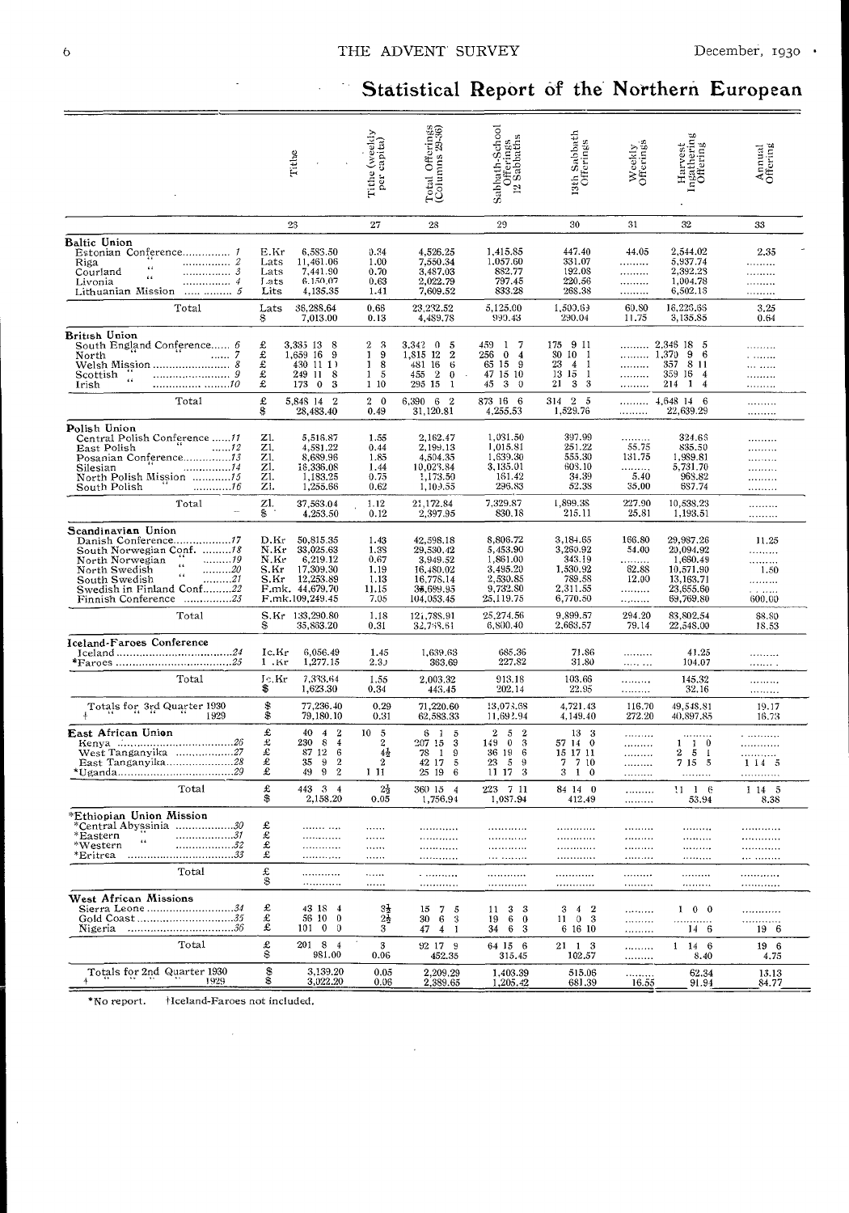## Statistical Report of the Northern European

| | Tithe | Tithe (weekly per capita) | Total Offerings (Columns 29-36) | Sabbath-School Offerings 12 Sabbaths | 13th Sabbath Offerings | Weekly Offerings | Harvest Ingathering Offering | Annual Offering |
|---|---|---|---|---|---|---|---|---|
| | 26 | 27 | 28 | 29 | 30 | 31 | 32 | 33 |
| **Baltic Union** | | | | | | | | |
| Estonian Conference............... 1 | E.Kr 6,583.50 | 0.34 | 4,526.25 | 1,415.85 | 447.40 | 44.05 | 2,544.02 | 2.35 |
| Riga ............... 2 | Lats 11,461.06 | 1.00 | 7,550.34 | 1,057.60 | 331.07 | ......... | 5,937.74 | ......... |
| Courland " ............... 3 | Lats 7,441.90 | 0.70 | 3,487.03 | 882.77 | 192.08 | ......... | 2,392.28 | ......... |
| Livonia " ............... 4 | Lats 6,150.07 | 0.63 | 2,022.79 | 797.45 | 220.56 | ......... | 1,004.78 | ......... |
| Lithuanian Mission .......... 5 | Lits 4,135.35 | 1.41 | 7,609.52 | 833.28 | 268.38 | ......... | 6,502.18 | ......... |
| Total | Lats 36,288.64 | 0.66 | 23,232.52 | 5,125.00 | 1,500.69 | 60.80 | 16,226.66 | 3.25 |
| | $ 7,013.00 | 0.13 | 4,489.78 | 990.43 | 290.04 | 11.75 | 3,135.85 | 0.64 |
| **British Union** | | | | | | | | |
| South England Conference...... 6 | £ 3,335 13 8 | 2 3 | 3,342 0 5 | 459 1 7 | 175 9 11 | ......... | 2,346 18 5 | ......... |
| North " " ...... 7 | £ 1,659 16 9 | 1 9 | 1,815 12 2 | 256 0 4 | 30 10 1 | ......... | 1,370 9 6 | ......... |
| Welsh Mission .................... 8 | £ 430 11 11 | 1 8 | 481 16 6 | 65 15 9 | 23 4 1 | ......... | 357 8 11 | ......... |
| Scottish " .................... 9 | £ 249 11 8 | 1 5 | 455 2 0 | 47 15 10 | 13 15 1 | ......... | 359 16 4 | ......... |
| Irish " ..................10 | £ 173 0 3 | 1 10 | 295 15 1 | 45 3 0 | 21 3 3 | ......... | 214 1 4 | ......... |
| Total | £ 5,848 14 2 | 2 0 | 6,390 6 2 | 873 16 6 | 314 2 5 | ......... | 4,648 14 6 | ......... |
| | $ 28,483.40 | 0.49 | 31,120.81 | 4,255.53 | 1,529.76 | ......... | 22,639.29 | ......... |
| **Polish Union** | | | | | | | | |
| Central Polish Conference ......11 | Zl. 5,516.87 | 1.55 | 2,162.47 | 1,031.50 | 397.99 | ......... | 324.68 | ......... |
| East Polish " ......12 | Zl. 4,581.22 | 0.44 | 2,199.13 | 1,015.81 | 251.22 | 55.75 | 835.50 | ......... |
| Posanian Conference..............13 | Zl. 8,689.96 | 1.85 | 4,504.35 | 1,639.30 | 555.30 | 131.75 | 1,999.81 | ......... |
| Silesian " ..............14 | Zl. 16,336.08 | 1.44 | 10,023.84 | 3,135.01 | 608.10 | ......... | 5,731.70 | ......... |
| North Polish Mission ...........15 | Zl. 1,183.25 | 0.75 | 1,173.50 | 161.42 | 34.39 | 5.40 | 968.82 | ......... |
| South Polish " ...........16 | Zl. 1,255.66 | 0.62 | 1,109.55 | 296.83 | 52.38 | 35.00 | 687.74 | ......... |
| Total | Zl. 37,563.04 | 1.12 | 21,172.84 | 7,329.87 | 1,899.38 | 227.90 | 10,538.23 | ......... |
| | $ 4,253.50 | 0.12 | 2,397.95 | 830.18 | 215.11 | 25.81 | 1,193.51 | ......... |
| **Scandinavian Union** | | | | | | | | |
| Danish Conference..................17 | D.Kr 50,815.35 | 1.43 | 42,598.18 | 8,806.72 | 3,184.65 | 166.80 | 29,987.26 | 11.25 |
| South Norwegian Conf. .........18 | N.Kr 33,025.63 | 1.38 | 29,530.42 | 5,453.90 | 3,260.92 | 54.00 | 20,094.92 | ......... |
| North Norwegian " .........19 | N.Kr 6,219.12 | 0.67 | 3,949.52 | 1,861.00 | 343.19 | ......... | 1,690.49 | ......... |
| North Swedish " .........20 | S.Kr 17,309.30 | 1.19 | 16,480.02 | 3,495.20 | 1,530.92 | 62.88 | 10,571.90 | 1.50 |
| South Swedish " .........21 | S.Kr 12,253.89 | 1.13 | 16,778.14 | 2,530.85 | 789.58 | 12.00 | 13,163.71 | ......... |
| Swedish in Finland Conf.........22 | F.mk. 44,679.70 | 11.15 | 36,699.95 | 9,732.80 | 2,311.55 | ......... | 23,655.60 | ......... |
| Finnish Conference ...............23 | F.mk. 109,249.45 | 7.05 | 104,053.45 | 25,119.75 | 6,770.50 | ......... | 69,769.80 | 600.00 |
| Total | S.Kr 133,290.80 | 1.18 | 121,788.91 | 25,274.56 | 9,899.57 | 294.20 | 83,802.54 | 88.80 |
| | $ 35,863.20 | 0.31 | 32,768.61 | 6,800.40 | 2,663.57 | 79.14 | 22,548.00 | 18.53 |
| **Iceland-Faroes Conference** | | | | | | | | |
| Iceland ....................................24 | Ic.Kr 6,056.49 | 1.45 | 1,639.63 | 685.36 | 71.86 | ......... | 41.25 | ......... |
| *Faroes ....................................25 | I.Kr 1,277.15 | 2.30 | 363.69 | 227.82 | 31.80 | ......... | 104.07 | ......... |
| Total | Ic.Kr 7,333.64 | 1.55 | 2,003.32 | 913.18 | 103.66 | ......... | 145.32 | ......... |
| | $ 1,623.30 | 0.34 | 443.45 | 202.14 | 22.95 | ......... | 32.16 | ......... |
| Totals for 3rd Quarter 1930 † | $ 77,236.40 | 0.29 | 71,220.60 | 13,073.68 | 4,721.43 | 116.70 | 49,548.81 | 19.17 |
| " " " " 1929 | $ 79,180.10 | 0.31 | 62,583.33 | 11,692.94 | 4,149.40 | 272.20 | 40,897.85 | 16.73 |
| **East African Union** | £ 40 4 2 | 10 5 | 6 1 5 | 2 5 2 | 13 3 | ......... | ......... | ......... |
| Kenya ......................................26 | £ 230 8 4 | 2 | 207 15 3 | 149 0 3 | 57 14 0 | ......... | 1 1 0 | ......... |
| West Tanganyika ..................27 | £ 87 12 6 | 4½ | 78 1 9 | 36 19 6 | 15 17 11 | ......... | 2 5 1 | ......... |
| East Tanganyika.....................28 | £ 35 9 2 | 2 | 42 17 5 | 23 5 9 | 7 7 10 | ......... | 7 15 5 | 1 14 5 |
| *Uganda....................................29 | £ 49 9 2 | 1 11 | 25 19 6 | 11 17 3 | 3 1 0 | ......... | ......... | ......... |
| Total | £ 443 3 4 | 2½ | 360 15 4 | 223 7 11 | 84 14 0 | ......... | 11 1 6 | 1 14 5 |
| | $ 2,158.20 | 0.05 | 1,756.94 | 1,087.94 | 412.49 | ......... | 53.94 | 8.38 |
| ***Ethiopian Union Mission** | | | | | | | | |
| *Central Abyssinia ..................30 | £ ......... | ...... | ......... | ......... | ......... | ......... | ......... | ......... |
| *Eastern " ..................31 | £ ......... | ...... | ......... | ......... | ......... | ......... | ......... | ......... |
| *Western " ..................32 | £ ......... | ...... | ......... | ......... | ......... | ......... | ......... | ......... |
| *Eritrea ..................................33 | £ ......... | ...... | ......... | ......... | ......... | ......... | ......... | ......... |
| Total | £ ......... | ...... | ......... | ......... | ......... | ......... | ......... | ......... |
| | $ ......... | ...... | ......... | ......... | ......... | ......... | ......... | ......... |
| **West African Missions** | | | | | | | | |
| Sierra Leone ...........................34 | £ 43 18 4 | 3½ | 15 7 5 | 11 3 3 | 3 4 2 | ......... | 1 0 0 | ......... |
| Gold Coast..............................35 | £ 56 10 0 | 2½ | 30 6 3 | 19 6 0 | 11 0 3 | ......... | ......... | ......... |
| Nigeria ...................................36 | £ 101 0 0 | 3 | 47 4 1 | 34 6 3 | 6 16 10 | ......... | 14 6 | 19 6 |
| Total | £ 201 8 4 | 3 | 92 17 9 | 64 15 6 | 21 1 3 | ......... | 1 14 6 | 19 6 |
| | $ 981.00 | 0.06 | 452.35 | 315.45 | 102.57 | ......... | 8.40 | 4.75 |
| Totals for 2nd Quarter 1930 | $ 3,139.20 | 0.05 | 2,209.29 | 1,403.39 | 515.06 | ......... | 62.34 | 13.13 |
| " " " " 1929 | $ 3,022.20 | 0.06 | 2,389.65 | 1,205.42 | 681.39 | 16.55 | 91.94 | 84.77 |

*No report. †Iceland-Faroes not included.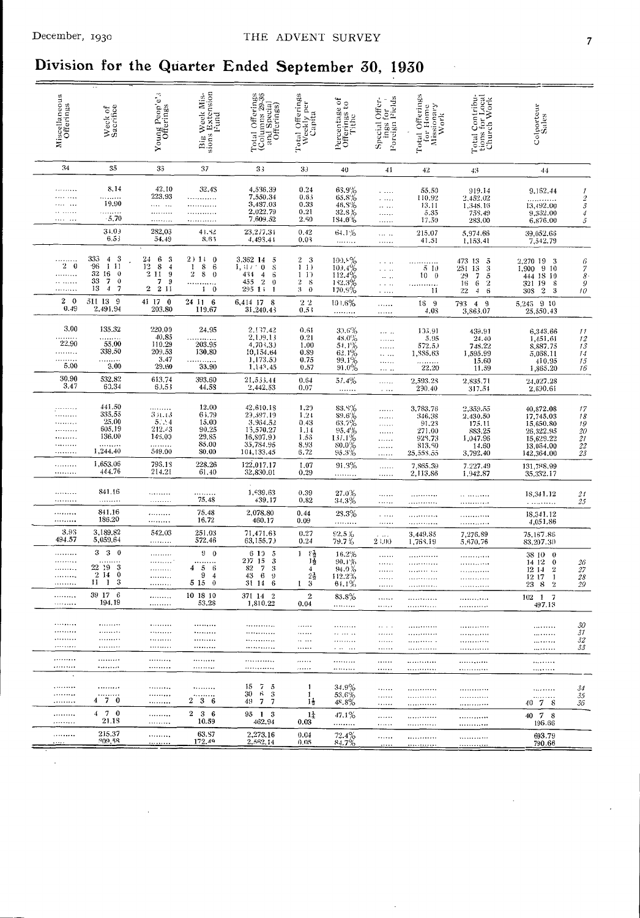# Division for the Quarter Ended September 30, 1930

| Miscellaneous Offerings | Week of Sacrifice | Young People's Offerings | Big Week Missions Extension Fund | Total Offerings (Columns 29-36 and Special Offerings) | Total Offerings Weekly per Capita | Percentage of Offerings to Tithe | Special Offerings for Foreign Fields | Total Offerings for Home Missionary Work | Total Contributions for Local Church Work | Colporteur Sales | |
|---|---|---|---|---|---|---|---|---|---|---|---|
| 34 | 35 | 36 | 37 | 38 | 39 | 40 | 41 | 42 | 43 | 44 | |
| ......... | 8.14 | 42.10 | 32.48 | 4,536.39 | 0.24 | 63.9% | ..... | 55.50 | 919.14 | 9,162.44 | 1 |
| ......... | ......... | 228.93 | ............ | 7,550.34 | 0.63 | 65.8% | ..... | 110.92 | 2,452.02 | ............ | 2 |
| ......... | 19.90 | ......... | ............ | 3,487.03 | 0.33 | 46.8% | ..... | 13.11 | 1,348.16 | 13,492.00 | 3 |
| ......... | ......... | ......... | ............ | 2,022.79 | 0.21 | 32.8% | ..... | 5.35 | 758.49 | 9,332.00 | 4 |
| ......... | 5.70 | ......... | ............ | 7,609.52 | 2.50 | 184.0% | ..... | 17.50 | 283.00 | 6,876.00 | 5 |
| | 34.03 | 282.03 | 41.82 | 23,277.34 | 0.42 | 64.1% | ..... | 215.07 | 5,974.66 | 39,052.66 | |
| | 6.53 | 54.49 | 8.63 | 4,493.41 | 0.08 | ......... | ..... | 41.51 | 1,153.41 | 7,542.79 | |
| ......... | 333 4 3 | 24 6 3 | 20 14 0 | 3,362 14 5 | 2 3 | 100.8% | ..... | ............ | 473 13 5 | 2,270 19 3 | 6 |
| 2 0 | 96 1 11 | 12 8 4 | 1 8 6 | 1,817 0 8 | 1 10 | 109.4% | ..... | 5 10 | 251 13 3 | 1,900 9 10 | 7 |
| ......... | 32 16 0 | 2 11 9 | 2 8 0 | 434 4 6 | 1 10 | 112.4% | ..... | 10 0 | 29 7 5 | 444 18 10 | 8 |
| ......... | 33 7 0 | 7 9 | ............ | 455 2 0 | 2 8 | 182.3% | ..... | ............ | 16 6 2 | 321 19 8 | 9 |
| ......... | 13 4 7 | 2 2 11 | 1 0 | 295 13 1 | 3 0 | 170.9% | ..... | 11 | 22 4 6 | 308 2 3 | 10 |
| 2 0 | 511 13 9 | 41 17 0 | 24 11 6 | 6,414 17 8 | 2 2 | 101.6% | ..... | 18 9 | 793 4 9 | 5,246 9 10 | |
| 0.49 | 2,491.94 | 203.80 | 119.67 | 31,240.43 | 0.53 | ......... | ..... | 4.08 | 3,863.07 | 25,550.43 | |
| 3.00 | 135.32 | 220.00 | 24.95 | 2,137.42 | 0.61 | 30.6% | ..... | 135.91 | 439.91 | 6,343.66 | 11 |
| ......... | ......... | 40.85 | ............ | 2,109.13 | 0.21 | 48.0% | ..... | 5.95 | 24.40 | 1,451.61 | 12 |
| 22.90 | 55.00 | 110.29 | 203.95 | 4,704.30 | 1.00 | 54.1% | ..... | 572.50 | 748.22 | 8,887.75 | 13 |
| ......... | 339.50 | 209.53 | 130.80 | 10,154.64 | 0.89 | 62.1% | ..... | 1,855.63 | 1,595.99 | 5,068.11 | 14 |
| ......... | ......... | 3.47 | ............ | 1,173.50 | 0.75 | 99.1% | ..... | ......... | 15.60 | 410.95 | 15 |
| 5.00 | 3.00 | 29.60 | 33.90 | 1,143.45 | 0.57 | 91.0% | ..... | 22.20 | 11.59 | 1,865.20 | 16 |
| 30.90 | 532.82 | 613.74 | 393.60 | 21,533.44 | 0.64 | 57.4% | ..... | 2,593.28 | 2,835.71 | 24,027.28 | |
| 3.47 | 60.34 | 69.53 | 44.58 | 2,442.53 | 0.07 | ......... | ..... | 290.40 | 317.54 | 2,690.61 | |
| ......... | 441.50 | ......... | 12.00 | 42,610.18 | 1.29 | 83.8% | ..... | 3,783.76 | 2,359.55 | 40,872.08 | 17 |
| ......... | 335.55 | 331.13 | 61.79 | 29,597.19 | 1.24 | 89.6% | ..... | 346.38 | 2,430.50 | 17,745.03 | 18 |
| ......... | 25.00 | 51.54 | 15.00 | 3,964.52 | 0.43 | 63.7% | ..... | 91.23 | 175.11 | 15,650.80 | 19 |
| ......... | 605.19 | 212.43 | 90.25 | 13,570.27 | 1.14 | 95.4% | ..... | 271.00 | 883.25 | 26,322.95 | 20 |
| ......... | 136.00 | 148.00 | 29.85 | 16,897.90 | 1.56 | 137.1% | ..... | 924.73 | 1,047.96 | 15,629.22 | 21 |
| ......... | ......... | ......... | 85.00 | 35,784.95 | 8.93 | 80.0% | ..... | 813.60 | 14.60 | 13,064.00 | 22 |
| ......... | 1,244.40 | 549.00 | 80.00 | 104,133.45 | 6.72 | 95.3% | ..... | 25,558.55 | 3,792.40 | 142,364.00 | 23 |
| ......... | 1,653.06 | 795.18 | 228.26 | 122,017.17 | 1.07 | 91.3% | ..... | 7,865.39 | 7,227.49 | 131,788.99 | |
| ......... | 444.76 | 214.21 | 61.40 | 32,830.01 | 0.29 | ......... | ..... | 2,113.86 | 1,942.87 | 35,332.17 | |
| ......... | 841.16 | ......... | ......... | 1,639.63 | 0.39 | 27.0% | ..... | ............ | ............ | 18,341.12 | 24 |
| ......... | ......... | ......... | 75.48 | 439.17 | 0.82 | 34.3% | ..... | ............ | ............ | ............ | 25 |
| ......... | 841.16 | ......... | 75.48 | 2,078.80 | 0.44 | 28.3% | ..... | ............ | ............ | 18,341.12 | |
| ......... | 186.20 | ......... | 16.72 | 460.17 | 0.09 | ......... | ..... | ............ | ............ | 4,051.86 | |
| 3.93 | 3,189.82 | 542.03 | 251.03 | 71,471.63 | 0.27 | 92.5% | ..... | 3,449.85 | 7,276.89 | 75,167.86 | |
| 494.57 | 5,059.64 | ......... | 572.46 | 63,155.70 | 0.24 | 79.7% | 23.00 | 1,768.19 | 5,670.76 | 83,207.30 | |
| ......... | 3 3 0 | ......... | 9 0 | 6 10 5 | 1 8½ | 16.2% | ..... | ............ | ............ | 38 10 0 | |
| ......... | ......... | ......... | ......... | 207 15 3 | 1½ | 90.1% | ..... | ............ | ............ | 14 12 0 | 26 |
| ......... | 22 19 3 | ......... | 4 5 6 | 82 7 3 | 4 | 94.0% | ..... | ............ | ............ | 12 14 2 | 27 |
| ......... | 2 14 0 | ......... | 9 4 | 43 6 9 | 2½ | 112.2% | ..... | ............ | ............ | 12 17 1 | 28 |
| ......... | 11 1 3 | ......... | 5 15 0 | 31 14 6 | 1 3 | 61.1% | ..... | ............ | ............ | 23 8 2 | 29 |
| ......... | 39 17 6 | ......... | 10 18 10 | 371 14 2 | 2 | 83.8% | ..... | ............ | ............ | 102 1 7 | |
| ......... | 194.19 | ......... | 53.28 | 1,810.22 | 0.04 | ......... | ..... | ............ | ............ | 497.13 | |
| ......... | ......... | ......... | ......... | ............ | ...... | ......... | ..... | ............ | ............ | ......... | 30 |
| ......... | ......... | ......... | ......... | ............ | ...... | ......... | ..... | ............ | ............ | ......... | 31 |
| ......... | ......... | ......... | ......... | ............ | ...... | ......... | ..... | ............ | ............ | ......... | 32 |
| ......... | ......... | ......... | ......... | ............ | ...... | ......... | ..... | ............ | ............ | ......... | 33 |
| ......... | ......... | ......... | ......... | ............ | ...... | ......... | ..... | ............ | ............ | ......... | |
| ......... | ......... | ......... | ......... | ............ | ...... | ......... | ..... | ............ | ............ | ......... | |
| ......... | ......... | ......... | ......... | 15 7 5 | 1 | 34.9% | ..... | ............ | ............ | ......... | 34 |
| ......... | ......... | ......... | ......... | 30 6 3 | 1 | 53.6% | ..... | ............ | ............ | ......... | 35 |
| ......... | 4 7 0 | ......... | 2 3 6 | 49 7 7 | 1½ | 48.8% | ..... | ............ | ............ | 40 7 8 | 36 |
| ......... | 4 7 0 | ......... | 2 3 6 | 95 1 3 | 1¼ | 47.1% | ..... | ............ | ............ | 40 7 8 | |
| ......... | 21.18 | ......... | 10.59 | 462.94 | 0.03 | ......... | ..... | ............ | ............ | 196.66 | |
| ......... | 215.37 | ......... | 63.87 | 2,273.16 | 0.04 | 72.4% | ..... | ............ | ............ | 693.79 | |
| ..... | 309.58 | ......... | 172.49 | 2,562.14 | 0.05 | 84.7% | ..... | ............ | ............ | 790.66 | |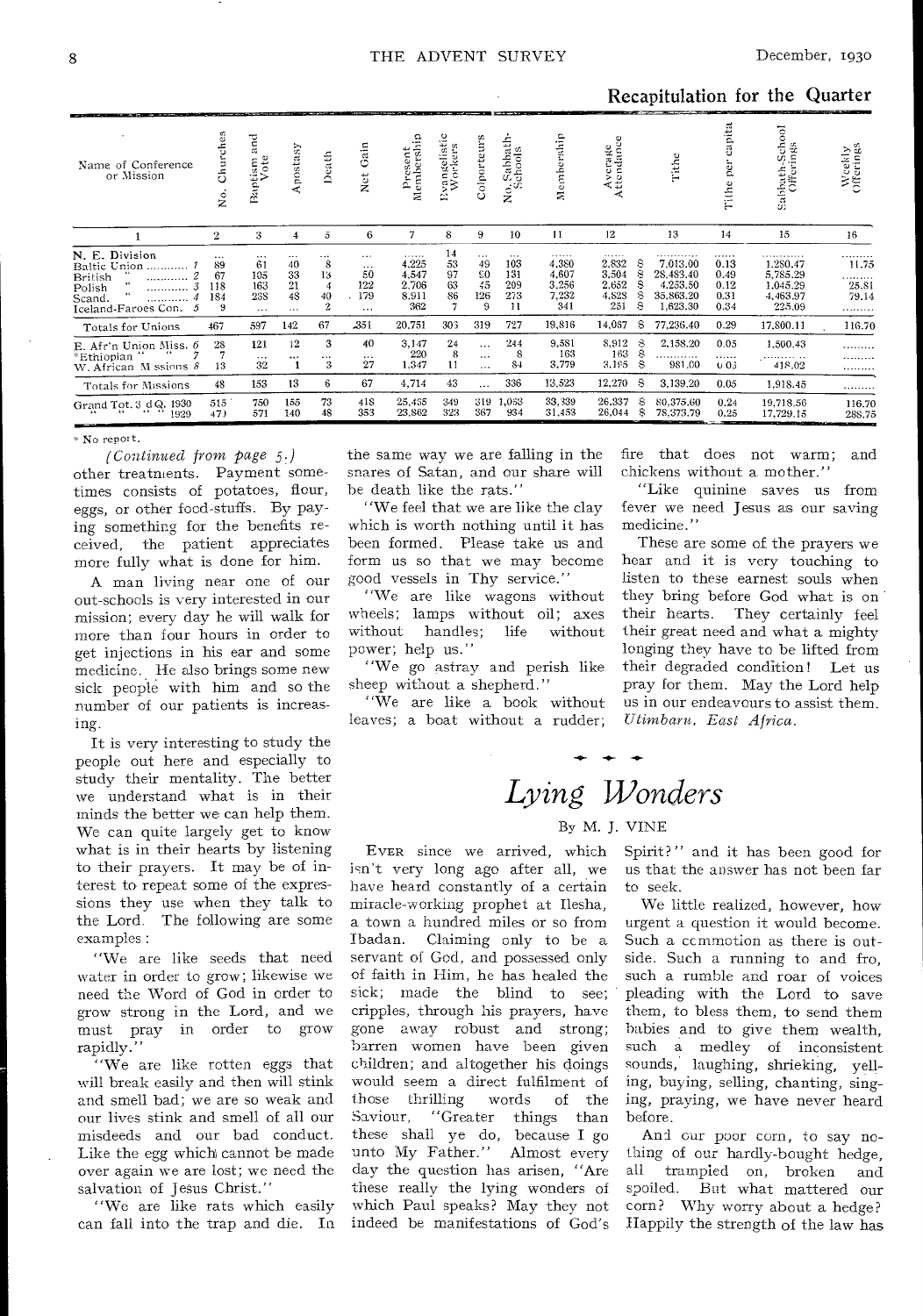## Recapitulation for the Quarter

| Name of Conference or Mission | No. Churches | Baptism and Vote | Apostasy | Death | Net Gain | Present Membership | Evangelistic Workers | Colporteurs | No. Sabbath-Schools | Membership | Average Attendance | Tithe | Tithe per capita | Sabbath-School Offerings | Weekly Offerings |
|---|---|---|---|---|---|---|---|---|---|---|---|---|---|---|---|
| 1 | 2 | 3 | 4 | 5 | 6 | 7 | 8 | 9 | 10 | 11 | 12 | 13 | 14 | 15 | 16 |
| N. E. Division | ... | ... | ... | ... | ... | ...... | 14 | ... | ... | ...... | ...... | ............ | ...... | | ......... |
| Baltic Union ............ 1 | 89 | 61 | 40 | 8 | ... | 4,225 | 53 | 49 | 103 | 4,380 | 2,832 | $ 7,013.00 | 0.13 | 1,280.47 | 11.75 |
| British " ............ 2 | 67 | 105 | 33 | 13 | 50 | 4,547 | 97 | 80 | 131 | 4,607 | 3,504 | $ 28,483.40 | 0.49 | 5,785.29 | ......... |
| Polish " ............ 3 | 118 | 163 | 21 | 4 | 122 | 2,706 | 63 | 45 | 209 | 3,256 | 2,652 | $ 4,253.50 | 0.12 | 1,045.29 | 25.81 |
| Scand. " ............ 4 | 184 | 268 | 48 | 40 | 179 | 8,911 | 86 | 126 | 273 | 7,232 | 4,828 | $ 35,863.20 | 0.31 | 4,463.97 | 79.14 |
| Iceland-Faroes Con. 5 | 9 | ... | ... | 2 | ... | 362 | 7 | 9 | 11 | 341 | 251 | $ 1,623.30 | 0.34 | 225.09 | ......... |
| Totals for Unions | 467 | 597 | 142 | 67 | 351 | 20,751 | 303 | 319 | 727 | 19,816 | 14,067 | $ 77,236.40 | 0.29 | 17,800.11 | 116.70 |
| E. Afr'n Union Miss. 6 | 28 | 121 | 12 | 3 | 40 | 3,147 | 24 | ... | 244 | 9,581 | 8,912 | $ 2,158.20 | 0.05 | 1,500.43 | ......... |
| *Ethiopian " " 7 | 7 | ... | ... | ... | ... | 220 | 8 | ... | 8 | 163 | 163 | $ ............ | ...... | ............ | ......... |
| W. African Missions 8 | 13 | 32 | 1 | 3 | 27 | 1,347 | 11 | ... | 84 | 3,779 | 3,195 | $ 981.00 | 0.03 | 418.02 | ......... |
| Totals for Missions | 48 | 153 | 13 | 6 | 67 | 4,714 | 43 | ... | 336 | 13,523 | 12,270 | $ 3,139.20 | 0.05 | 1,918.45 | ......... |
| Grand Tot. 3 d Q. 1930 | 515 | 750 | 155 | 73 | 418 | 25,465 | 349 | 319 | 1,063 | 33,339 | 26,337 | $ 80,375.60 | 0.24 | 19,718.56 | 116.70 |
| " " " " 1929 | 470 | 571 | 140 | 48 | 353 | 23,862 | 323 | 367 | 934 | 31,453 | 26,044 | $ 78,373.79 | 0.25 | 17,729.15 | 288.75 |

* No report.

*(Continued from page 5.)*

other treatments. Payment sometimes consists of potatoes, flour, eggs, or other food-stuffs. By paying something for the benefits received, the patient appreciates more fully what is done for him.

A man living near one of our out-schools is very interested in our mission; every day he will walk for more than four hours in order to get injections in his ear and some medicine. He also brings some new sick people with him and so the number of our patients is increasing.

It is very interesting to study the people out here and especially to study their mentality. The better we understand what is in their minds the better we can help them. We can quite largely get to know what is in their hearts by listening to their prayers. It may be of interest to repeat some of the expressions they use when they talk to the Lord. The following are some examples:

"We are like seeds that need water in order to grow; likewise we need the Word of God in order to grow strong in the Lord, and we must pray in order to grow rapidly."

"We are like rotten eggs that will break easily and then will stink and smell bad; we are so weak and our lives stink and smell of all our misdeeds and our bad conduct. Like the egg which cannot be made over again we are lost; we need the salvation of Jesus Christ."

"We are like rats which easily can fall into the trap and die. In the same way we are falling in the snares of Satan, and our share will be death like the rats."

"We feel that we are like the clay which is worth nothing until it has been formed. Please take us and form us so that we may become good vessels in Thy service."

"We are like wagons without wheels; lamps without oil; axes without handles; life without power; help us."

"We go astray and perish like sheep without a shepherd."

"We are like a book without leaves; a boat without a rudder; fire that does not warm; and chickens without a mother."

"Like quinine saves us from fever we need Jesus as our saving medicine."

These are some of the prayers we hear and it is very touching to listen to these earnest souls when they bring before God what is on their hearts. They certainly feel their great need and what a mighty longing they have to be lifted from their degraded condition! Let us pray for them. May the Lord help us in our endeavours to assist them.
*Utimbaru, East Africa.*

# *Lying Wonders*

By M. J. VINE

EVER since we arrived, which isn't very long ago after all, we have heard constantly of a certain miracle-working prophet at Ilesha, a town a hundred miles or so from Ibadan. Claiming only to be a servant of God, and possessed only of faith in Him, he has healed the sick; made the blind to see; cripples, through his prayers, have gone away robust and strong; barren women have been given children; and altogether his doings would seem a direct fulfilment of those thrilling words of the Saviour, "Greater things than these shall ye do, because I go unto My Father." Almost every day the question has arisen, "Are these really the lying wonders of which Paul speaks? May they not indeed be manifestations of God's Spirit?" and it has been good for us that the answer has not been far to seek.

We little realized, however, how urgent a question it would become. Such a commotion as there is outside. Such a running to and fro, such a rumble and roar of voices pleading with the Lord to save them, to bless them, to send them babies and to give them wealth, such a medley of inconsistent sounds, laughing, shrieking, yelling, buying, selling, chanting, singing, praying, we have never heard before.

And our poor corn, to say nothing of our hardly-bought hedge, all trampled on, broken and spoiled. But what mattered our corn? Why worry about a hedge? Happily the strength of the law has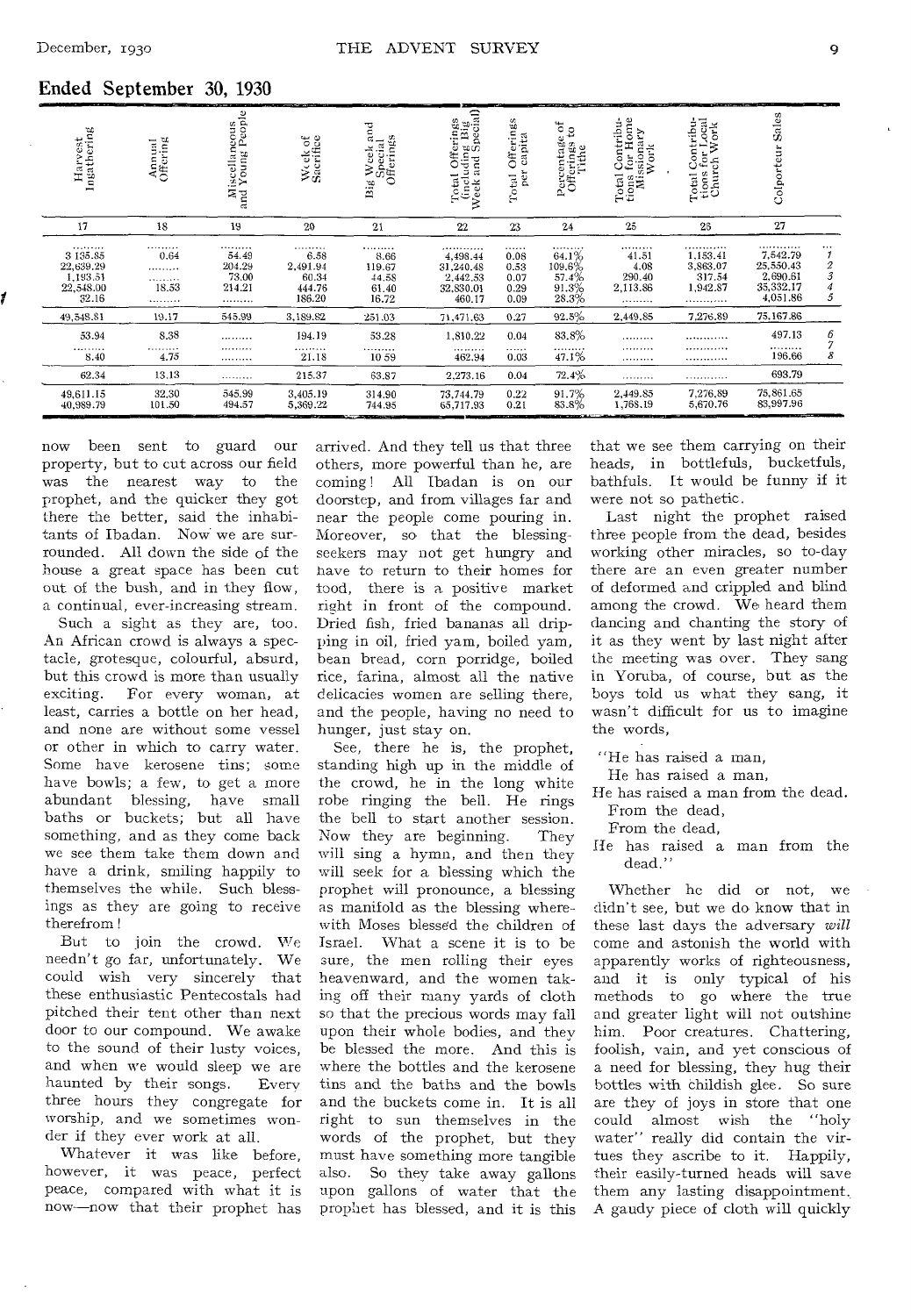## Ended September 30, 1930

| Harvest Ingathering | Annual Offering | Miscellaneous and Young People | Week of Sacrifice | Big Week and Special Offerings | Total Offerings (including Big Week and Special) | Total Offerings per capita | Percentage of Offerings to Tithe | Total Contributions for Home Missionary Work | Total Contributions for Local Church Work | Colporteur Sales | |
|---|---|---|---|---|---|---|---|---|---|---|---|
| 17 | 18 | 19 | 20 | 21 | 22 | 23 | 24 | 25 | 26 | 27 | |
| 3 135.85 | 0.64 | 54.49 | 6.58 | 8.66 | 4,498.44 | 0.08 | 64.1% | 41.51 | 1,153.41 | 7,542.79 | 1 |
| 22,639.29 | ......... | 204.29 | 2,491.94 | 119.67 | 31,240.48 | 0.53 | 109.6% | 4.08 | 3,863.07 | 25,550.43 | 2 |
| 1,193.51 | ......... | 73.00 | 60.34 | 44.58 | 2,442.53 | 0.07 | 57.4% | 290.40 | 317.54 | 2,690.61 | 3 |
| 22,548.00 | 18.53 | 214.21 | 444.76 | 61.40 | 32,830.01 | 0.29 | 91.3% | 2,113.86 | 1,942.87 | 35,332.17 | 4 |
| 32.16 | ......... | ......... | 186.20 | 16.72 | 460.17 | 0.09 | 28.3% | ......... | ......... | 4,051.86 | 5 |
| 49,548.81 | 19.17 | 545.99 | 3,189.82 | 251.03 | 71,471.63 | 0.27 | 92.5% | 2,449.85 | 7,276.89 | 75,167.86 | |
| 53.94 | 8.38 | ......... | 194.19 | 53.28 | 1,810.22 | 0.04 | 83.8% | ......... | ......... | 497.13 | 6 |
| ......... | ......... | ......... | ......... | ......... | ......... | ...... | ......... | ......... | ......... | ......... | 7 |
| 8.40 | 4.75 | ......... | 21.18 | 10.59 | 462.94 | 0.03 | 47.1% | ......... | ......... | 196.66 | 8 |
| 62.34 | 13.13 | ......... | 215.37 | 63.87 | 2,273.16 | 0.04 | 72.4% | ......... | ......... | 693.79 | |
| 49,611.15 | 32.30 | 545.99 | 3,405.19 | 314.90 | 73,744.79 | 0.22 | 91.7% | 2,449.85 | 7,276.89 | 75,861.65 | |
| 40,989.79 | 101.50 | 494.57 | 5,369.22 | 744.95 | 65,717.93 | 0.21 | 83.8% | 1,768.19 | 5,670.76 | 83,997.96 | |

now been sent to guard our property, but to cut across our field was the nearest way to the prophet, and the quicker they got there the better, said the inhabitants of Ibadan. Now we are surrounded. All down the side of the house a great space has been cut out of the bush, and in they flow, a continual, ever-increasing stream.

Such a sight as they are, too. An African crowd is always a spectacle, grotesque, colourful, absurd, but this crowd is more than usually exciting. For every woman, at least, carries a bottle on her head, and none are without some vessel or other in which to carry water. Some have kerosene tins; some have bowls; a few, to get a more abundant blessing, have small baths or buckets; but all have something, and as they come back we see them take them down and have a drink, smiling happily to themselves the while. Such blessings as they are going to receive therefrom!

But to join the crowd. We needn't go far, unfortunately. We could wish very sincerely that these enthusiastic Pentecostals had pitched their tent other than next door to our compound. We awake to the sound of their lusty voices, and when we would sleep we are haunted by their songs. Every three hours they congregate for worship, and we sometimes wonder if they ever work at all.

Whatever it was like before, however, it was peace, perfect peace, compared with what it is now—now that their prophet has arrived. And they tell us that three others, more powerful than he, are coming! All Ibadan is on our doorstep, and from villages far and near the people come pouring in. Moreover, so that the blessing-seekers may not get hungry and have to return to their homes for food, there is a positive market right in front of the compound. Dried fish, fried bananas all dripping in oil, fried yam, boiled yam, bean bread, corn porridge, boiled rice, farina, almost all the native delicacies women are selling there, and the people, having no need to hunger, just stay on.

See, there he is, the prophet, standing high up in the middle of the crowd, he in the long white robe ringing the bell. He rings the bell to start another session. Now they are beginning. They will sing a hymn, and then they will seek for a blessing which the prophet will pronounce, a blessing as manifold as the blessing wherewith Moses blessed the children of Israel. What a scene it is to be sure, the men rolling their eyes heavenward, and the women taking off their many yards of cloth so that the precious words may fall upon their whole bodies, and they be blessed the more. And this is where the bottles and the kerosene tins and the baths and the bowls and the buckets come in. It is all right to sun themselves in the words of the prophet, but they must have something more tangible also. So they take away gallons upon gallons of water that the prophet has blessed, and it is this that we see them carrying on their heads, in bottlefuls, bucketfuls, bathfuls. It would be funny if it were not so pathetic.

Last night the prophet raised three people from the dead, besides working other miracles, so to-day there are an even greater number of deformed and crippled and blind among the crowd. We heard them dancing and chanting the story of it as they went by last night after the meeting was over. They sang in Yoruba, of course, but as the boys told us what they sang, it wasn't difficult for us to imagine the words,

"He has raised a man,
He has raised a man,
He has raised a man from the dead.
From the dead,
From the dead,
He has raised a man from the dead."

Whether he did or not, we didn't see, but we do know that in these last days the adversary *will* come and astonish the world with apparently works of righteousness, and it is only typical of his methods to go where the true and greater light will not outshine him. Poor creatures. Chattering, foolish, vain, and yet conscious of a need for blessing, they hug their bottles with childish glee. So sure are they of joys in store that one could almost wish the "holy water" really did contain the virtues they ascribe to it. Happily, their easily-turned heads will save them any lasting disappointment. A gaudy piece of cloth will quickly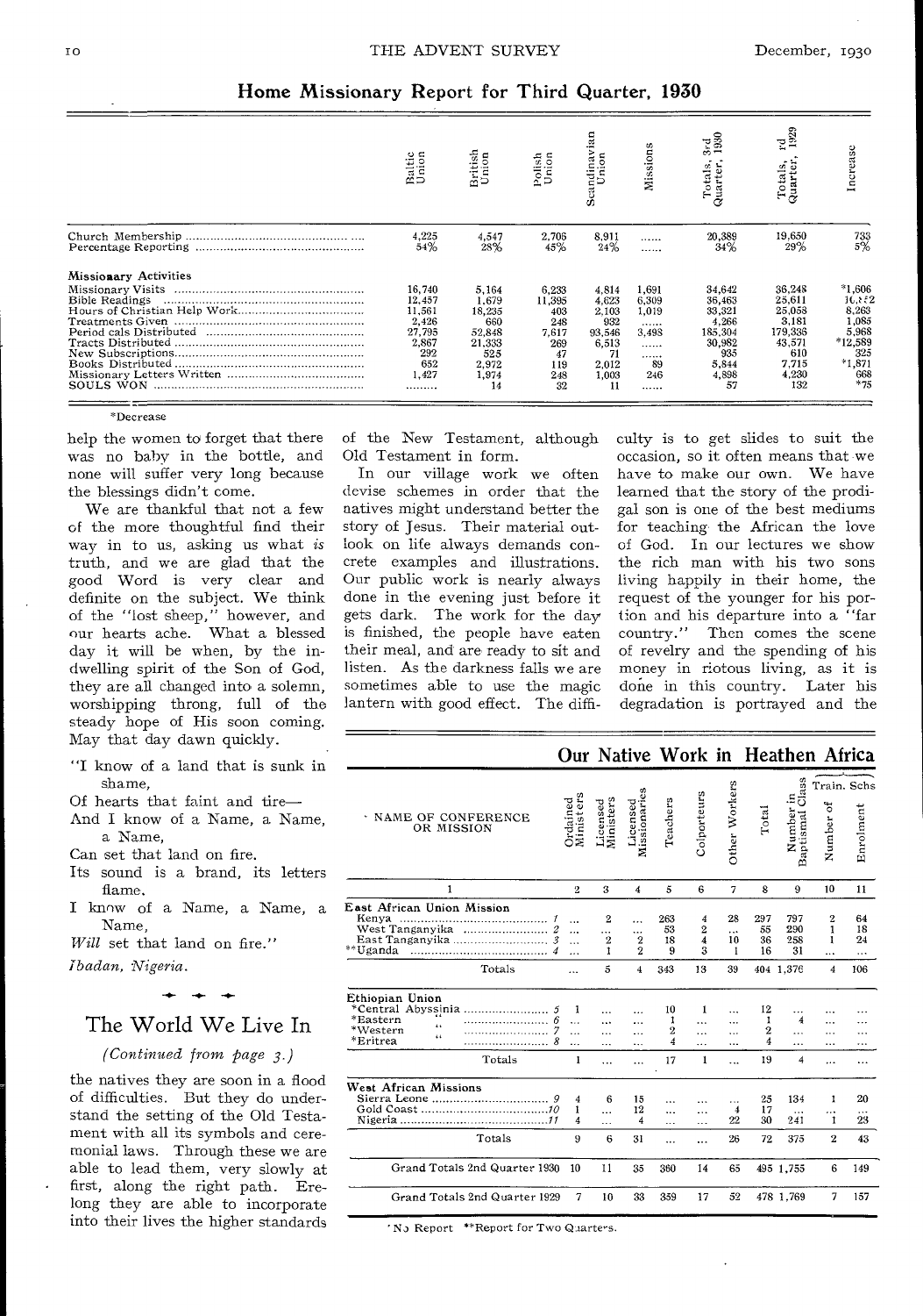## Home Missionary Report for Third Quarter, 1930

| | Baltic Union | British Union | Polish Union | Scandinavian Union | Missions | Totals, 3rd Quarter, 1930 | Totals, 3rd Quarter, 1929 | Increase |
|---|---|---|---|---|---|---|---|---|
| Church Membership | 4,225 | 4,547 | 2,706 | 8,911 | ...... | 20,389 | 19,650 | 733 |
| Percentage Reporting | 54% | 28% | 45% | 24% | ...... | 34% | 29% | 5% |
| **Missionary Activities** | | | | | | | | |
| Missionary Visits | 16,740 | 5,164 | 6,233 | 4,814 | 1,691 | 34,642 | 36,248 | *1,606 |
| Bible Readings | 12,457 | 1,679 | 11,395 | 4,623 | 6,309 | 36,463 | 25,611 | 10,852 |
| Hours of Christian Help Work | 11,561 | 18,235 | 403 | 2,103 | 1,019 | 33,321 | 25,058 | 8,263 |
| Treatments Given | 2,426 | 660 | 248 | 932 | ...... | 4,266 | 3,181 | 1,085 |
| Periodicals Distributed | 27,795 | 52,848 | 7,617 | 93,546 | 3,498 | 185,304 | 179,336 | 5,968 |
| Tracts Distributed | 2,867 | 21,333 | 269 | 6,513 | ...... | 30,982 | 43,571 | *12,589 |
| New Subscriptions | 292 | 525 | 47 | 71 | ...... | 935 | 610 | 325 |
| Books Distributed | 652 | 2,972 | 119 | 2,012 | 89 | 5,844 | 7,715 | *1,871 |
| Missionary Letters Written | 1,427 | 1,974 | 248 | 1,003 | 246 | 4,898 | 4,230 | 668 |
| SOULS WON | ........ | 14 | 32 | 11 | ...... | 57 | 132 | *75 |

*Decrease

help the women to forget that there was no baby in the bottle, and none will suffer very long because the blessings didn't come.

We are thankful that not a few of the more thoughtful find their way in to us, asking us what *is* truth, and we are glad that the good Word is very clear and definite on the subject. We think of the "lost sheep," however, and our hearts ache. What a blessed day it will be when, by the indwelling spirit of the Son of God, they are all changed into a solemn, worshipping throng, full of the steady hope of His soon coming. May that day dawn quickly.

"I know of a land that is sunk in shame,
Of hearts that faint and tire—
And I know of a Name, a Name, a Name,
Can set that land on fire.
Its sound is a brand, its letters flame.
I know of a Name, a Name, a Name,
*Will* set that land on fire."

*Ibadan, Nigeria.*

## The World We Live In

*(Continued from page 3.)*

the natives they are soon in a flood of difficulties. But they do understand the setting of the Old Testament with all its symbols and ceremonial laws. Through these we are able to lead them, very slowly at first, along the right path. Erelong they are able to incorporate into their lives the higher standards of the New Testament, although Old Testament in form.

In our village work we often devise schemes in order that the natives might understand better the story of Jesus. Their material outlook on life always demands concrete examples and illustrations. Our public work is nearly always done in the evening just before it gets dark. The work for the day is finished, the people have eaten their meal, and are ready to sit and listen. As the darkness falls we are sometimes able to use the magic lantern with good effect. The difficulty is to get slides to suit the occasion, so it often means that we have to make our own. We have learned that the story of the prodigal son is one of the best mediums for teaching the African the love of God. In our lectures we show the rich man with his two sons living happily in their home, the request of the younger for his portion and his departure into a "far country." Then comes the scene of revelry and the spending of his money in riotous living, as it is done in this country. Later his degradation is portrayed and the

## Our Native Work in Heathen Africa

| NAME OF CONFERENCE OR MISSION | | Ordained Ministers | Licensed Ministers | Licensed Missionaries | Teachers | Colporteurs | Other Workers | Total | Number in Baptismal Class | Train. Schs Number of | Train. Schs Enrolment |
|---|---|---|---|---|---|---|---|---|---|---|---|
| 1 | | 2 | 3 | 4 | 5 | 6 | 7 | 8 | 9 | 10 | 11 |
| **East African Union Mission** | | | | | | | | | | | |
| Kenya | 1 | ... | 2 | ... | 263 | 4 | 28 | 297 | 797 | 2 | 64 |
| West Tanganyika | 2 | ... | ... | ... | 53 | 2 | ... | 55 | 290 | 1 | 18 |
| East Tanganyika | 3 | ... | 2 | 2 | 18 | 4 | 10 | 36 | 258 | 1 | 24 |
| **Uganda | 4 | ... | 1 | 2 | 9 | 3 | 1 | 16 | 31 | ... | ... |
| Totals | | ... | 5 | 4 | 343 | 13 | 39 | 404 | 1,376 | 4 | 106 |
| **Ethiopian Union** | | | | | | | | | | | |
| *Central Abyssinia | 5 | 1 | ... | ... | 10 | 1 | ... | 12 | ... | ... | ... |
| *Eastern " | 6 | ... | ... | ... | 1 | ... | ... | 1 | 4 | ... | ... |
| *Western " | 7 | ... | ... | ... | 2 | ... | ... | 2 | ... | ... | ... |
| *Eritrea " | 8 | ... | ... | ... | 4 | ... | ... | 4 | ... | ... | ... |
| Totals | | 1 | ... | ... | 17 | 1 | ... | 19 | 4 | ... | ... |
| **West African Missions** | | | | | | | | | | | |
| Sierra Leone | 9 | 4 | 6 | 15 | ... | ... | ... | 25 | 134 | 1 | 20 |
| Gold Coast | 10 | 1 | ... | 12 | ... | ... | 4 | 17 | ... | ... | ... |
| Nigeria | 11 | 4 | ... | 4 | ... | ... | 22 | 30 | 241 | 1 | 23 |
| Totals | | 9 | 6 | 31 | ... | ... | 26 | 72 | 375 | 2 | 43 |
| Grand Totals 2nd Quarter 1930 | | 10 | 11 | 35 | 360 | 14 | 65 | 495 | 1,755 | 6 | 149 |
| Grand Totals 2nd Quarter 1929 | | 7 | 10 | 33 | 359 | 17 | 52 | 478 | 1,769 | 7 | 157 |

*No Report **Report for Two Quarters.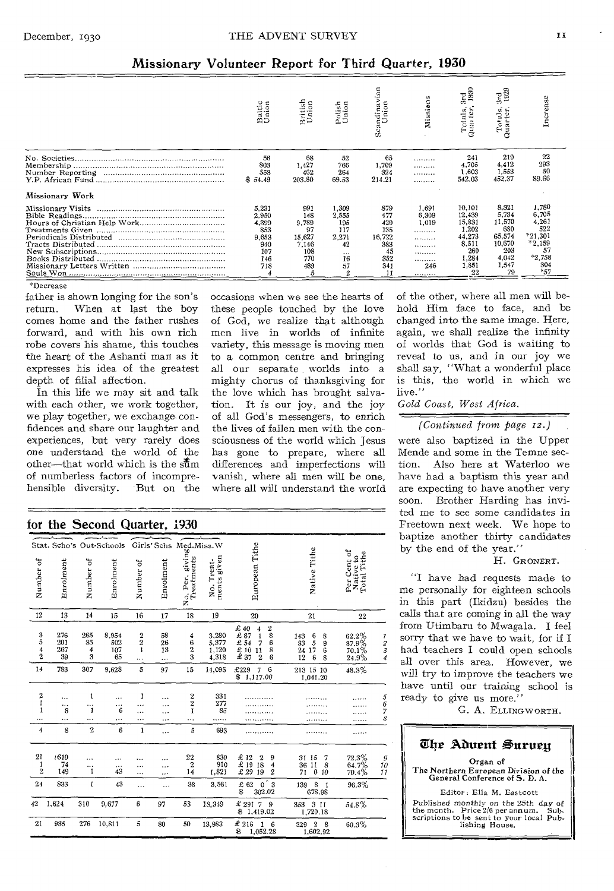## Missionary Volunteer Report for Third Quarter, 1930

| | Baltic Union | British Union | Polish Union | Scandinavian Union | Missions | Totals, 3rd Quarter, 1930 | Totals, 3rd Quarter, 1929 | Increase |
|---|---|---|---|---|---|---|---|---|
| No. Societies | 56 | 68 | 52 | 65 | ......... | 241 | 219 | 22 |
| Membership | 803 | 1,427 | 766 | 1,709 | ......... | 4,705 | 4,412 | 293 |
| Number Reporting | 553 | 462 | 264 | 324 | ......... | 1,603 | 1,553 | 50 |
| Y.P. African Fund | $ 54.49 | 203.80 | 69.53 | 214.21 | ......... | 542.03 | 452.37 | 89.66 |
| **Missionary Work** | | | | | | | | |
| Missionary Visits | 5,231 | 991 | 1,309 | 879 | 1,691 | 10,101 | 8,321 | 1,780 |
| Bible Readings | 2,950 | 148 | 2,555 | 477 | 6,309 | 12,439 | 5,734 | 6,705 |
| Hours of Christian Help Work | 4,399 | 9,789 | 195 | 429 | 1,019 | 15,831 | 11,570 | 4,261 |
| Treatments Given | 853 | 97 | 117 | 135 | ......... | 1,202 | 680 | 522 |
| Periodicals Distributed | 9,653 | 15,627 | 2,271 | 16,722 | ......... | 44,273 | 65,574 | *21,301 |
| Tracts Distributed | 940 | 7,146 | 42 | 383 | ......... | 8,511 | 10,670 | *2,159 |
| New Subscriptions | 107 | 108 | ... | 45 | ......... | 260 | 203 | 57 |
| Books Distributed | 146 | 770 | 16 | 352 | ......... | 1,284 | 4,042 | *2,758 |
| Missionary Letters Written | 718 | 489 | 57 | 341 | 246 | 1,851 | 1,547 | 304 |
| Souls Won | 4 | 5 | 2 | 11 | ......... | 22 | 79 | *57 |

*Decrease

father is shown longing for the son's return. When at last the boy comes home and the father rushes forward, and with his own rich robe covers his shame, this touches the heart of the Ashanti man as it expresses his idea of the greatest depth of filial affection.

In this life we may sit and talk with each other, we work together, we play together, we exchange confidences and share our laughter and experiences, but very rarely does one understand the world of the other—that world which is the sum of numberless factors of incomprehensible diversity. But on the occasions when we see the hearts of these people touched by the love of God, we realize that although men live in worlds of infinite variety, this message is moving men to a common centre and bringing all our separate worlds into a mighty chorus of thanksgiving for the love which has brought salvation. It is our joy, and the joy of all God's messengers, to enrich the lives of fallen men with the consciousness of the world which Jesus has gone to prepare, where all differences and imperfections will vanish, where all men will be one, where all will understand the world of the other, where all men will behold Him face to face, and be changed into the same image. Here, again, we shall realize the infinity of worlds that God is waiting to reveal to us, and in our joy we shall say, "What a wonderful place is this, the world in which we live."

*Gold Coast, West Africa.*

## for the Second Quarter, 1930

| Stat. Scho's | | Out-Schools | | Girls' Schs | | Med.Miss.W | | European Tithe | Native Tithe | Per Cent of Native to Total Tithe | |
|---|---|---|---|---|---|---|---|---|---|---|---|
| Number of | Enrolment | Number of | Enrolment | Number of | Enrolment | No. Per. giving Treatments | No. Treatments given | | | | |
| 12 | 13 | 14 | 15 | 16 | 17 | 18 | 19 | 20 | 21 | 22 | |
| 3 | 276 | 265 | 8,954 | 2 | 58 | 4 | 3,280 | £40 4 2 | | | |
| 5 | 201 | 35 | 502 | 2 | 26 | 6 | 5,377 | £87 1 8 | 143 6 8 | 62.2% | 1 |
| 4 | 267 | 4 | 107 | 1 | 13 | 2 | 1,120 | £54 7 6 | 33 5 9 | 37.9% | 2 |
| 2 | 39 | 3 | 65 | ... | ... | 3 | 4,318 | £10 11 8 | 24 17 6 | 70.1% | 3 |
| | | | | | | | | £37 2 6 | 12 6 8 | 24.9% | 4 |
| 14 | 783 | 307 | 9,628 | 5 | 97 | 15 | 14,095 | £229 7 6<br>$ 1,117.00 | 213 15 10<br>1,041.20 | 48.3% | |
| 2 | ... | 1 | ... | 1 | ... | 2 | 331 | ............ | ......... | ...... | 5 |
| 1 | ... | ... | ... | ... | ... | 2 | 277 | ............ | ......... | ...... | 6 |
| 1 | 8 | 1 | 6 | ... | ... | 1 | 85 | ............ | ......... | ...... | 7 |
| ... | ... | ... | ... | ... | ... | ... | ...... | ............ | ......... | ...... | 8 |
| 4 | 8 | 2 | 6 | 1 | ... | 5 | 693 | ............ | ......... | ...... | |
| 21 | 610 | ... | ... | ... | ... | 22 | 830 | £12 2 9 | 31 15 7 | 72.3% | 9 |
| 1 | 74 | ... | ... | ... | ... | 2 | 910 | £19 18 4 | 36 11 8 | 64.7% | 10 |
| 2 | 149 | 1 | 43 | ... | ... | 14 | 1,821 | £29 19 2 | 71 0 10 | 70.4% | 11 |
| 24 | 833 | 1 | 43 | ... | ... | 38 | 3,561 | £62 0 3<br>$ 302.02 | 139 8 1<br>678.98 | 96.3% | |
| 42 | 1,624 | 310 | 9,677 | 6 | 97 | 53 | 18,349 | £291 7 9<br>$ 1,419.02 | 353 3 11<br>1,720.18 | 54.8% | |
| 21 | 935 | 276 | 10,811 | 5 | 80 | 50 | 13,983 | £216 1 6<br>$ 1,052.28 | 329 2 8<br>1,602.92 | 60.3% | |

*(Continued from page 12.)*

were also baptized in the Upper Mende and some in the Temne section. Also here at Waterloo we have had a baptism this year and are expecting to have another very soon. Brother Harding has invited me to see some candidates in Freetown next week. We hope to baptize another thirty candidates by the end of the year."

H. GRONERT.

"I have had requests made to me personally for eighteen schools in this part (Ikidzu) besides the calls that are coming in all the way from Utimbaru to Mwagala. I feel sorry that we have to wait, for if I had teachers I could open schools all over this area. However, we will try to improve the teachers we have until our training school is ready to give us more."

G. A. ELLINGWORTH.

---

**The Advent Survey**

Organ of
The Northern European Division of the General Conference of S. D. A.

Editor: Ella M. Eastcott

Published monthly on the 25th day of the month. Price 2/6 per annum. Subscriptions to be sent to your local Publishing House.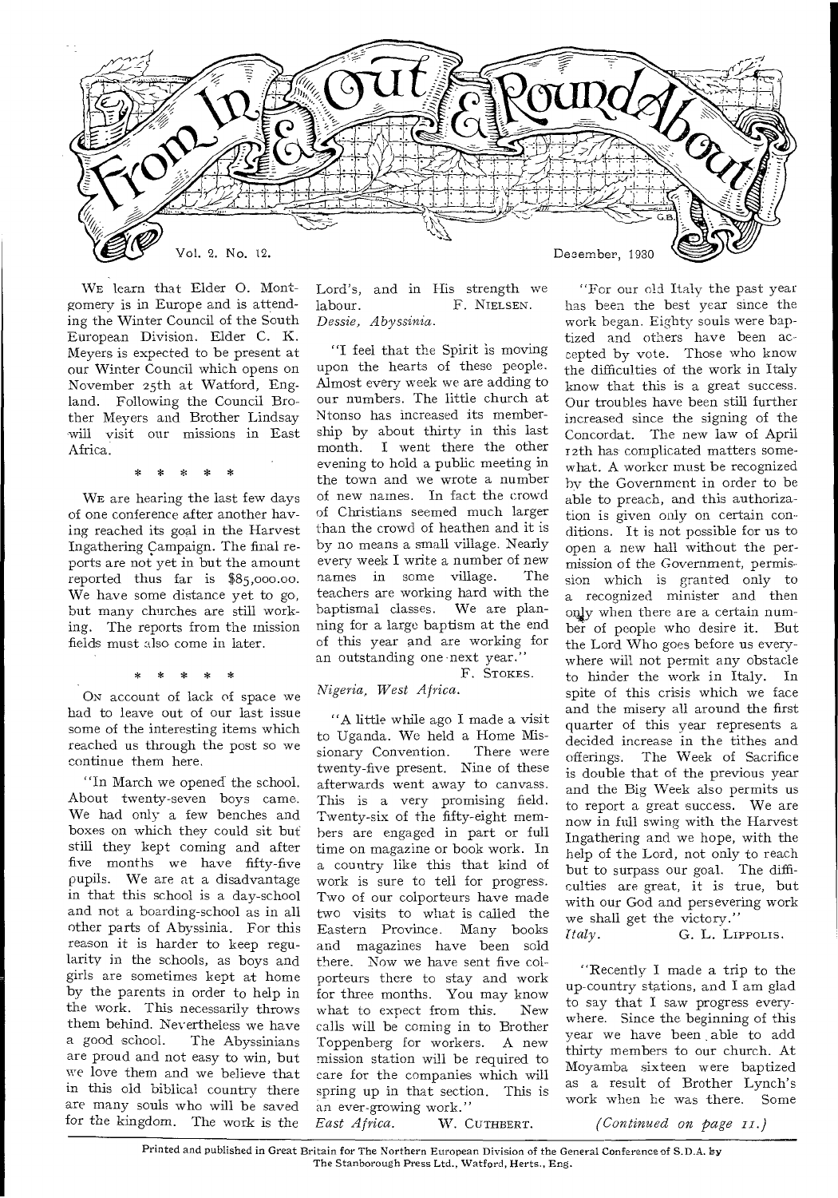# From In & Out & RoundAbout

Vol. 2. No. 12. December, 1930

WE learn that Elder O. Montgomery is in Europe and is attending the Winter Council of the South European Division. Elder C. K. Meyers is expected to be present at our Winter Council which opens on November 25th at Watford, England. Following the Council Brother Meyers and Brother Lindsay will visit our missions in East Africa.

\* \* \* \* \*

WE are hearing the last few days of one conference after another having reached its goal in the Harvest Ingathering Campaign. The final reports are not yet in but the amount reported thus far is $85,000.00. We have some distance yet to go, but many churches are still working. The reports from the mission fields must also come in later.

\* \* \* \* \*

ON account of lack of space we had to leave out of our last issue some of the interesting items which reached us through the post so we continue them here.

"In March we opened the school. About twenty-seven boys came. We had only a few benches and boxes on which they could sit but still they kept coming and after five months we have fifty-five pupils. We are at a disadvantage in that this school is a day-school and not a boarding-school as in all other parts of Abyssinia. For this reason it is harder to keep regularity in the schools, as boys and girls are sometimes kept at home by the parents in order to help in the work. This necessarily throws them behind. Nevertheless we have a good school. The Abyssinians are proud and not easy to win, but we love them and we believe that in this old biblical country there are many souls who will be saved for the kingdom. The work is the Lord's, and in His strength we labour.

F. NIELSEN.

*Dessie, Abyssinia.*

"I feel that the Spirit is moving upon the hearts of these people. Almost every week we are adding to our numbers. The little church at Ntonso has increased its membership by about thirty in this last month. I went there the other evening to hold a public meeting in the town and we wrote a number of new names. In fact the crowd of Christians seemed much larger than the crowd of heathen and it is by no means a small village. Nearly every week I write a number of new names in some village. The teachers are working hard with the baptismal classes. We are planning for a large baptism at the end of this year and are working for an outstanding one next year."

F. STOKES.

*Nigeria, West Africa.*

"A little while ago I made a visit to Uganda. We held a Home Missionary Convention. There were twenty-five present. Nine of these afterwards went away to canvass. This is a very promising field. Twenty-six of the fifty-eight members are engaged in part or full time on magazine or book work. In a country like this that kind of work is sure to tell for progress. Two of our colporteurs have made two visits to what is called the Eastern Province. Many books and magazines have been sold there. Now we have sent five colporteurs there to stay and work for three months. You may know what to expect from this. New calls will be coming in to Brother Toppenberg for workers. A new mission station will be required to care for the companies which will spring up in that section. This is an ever-growing work."

*East Africa.* W. CUTHBERT.

"For our old Italy the past year has been the best year since the work began. Eighty souls were baptized and others have been accepted by vote. Those who know the difficulties of the work in Italy know that this is a great success. Our troubles have been still further increased since the signing of the Concordat. The new law of April 12th has complicated matters somewhat. A worker must be recognized by the Government in order to be able to preach, and this authorization is given only on certain conditions. It is not possible for us to open a new hall without the permission of the Government, permission which is granted only to a recognized minister and then only when there are a certain number of people who desire it. But the Lord Who goes before us everywhere will not permit any obstacle to hinder the work in Italy. In spite of this crisis which we face and the misery all around the first quarter of this year represents a decided increase in the tithes and offerings. The Week of Sacrifice is double that of the previous year and the Big Week also permits us to report a great success. We are now in full swing with the Harvest Ingathering and we hope, with the help of the Lord, not only to reach but to surpass our goal. The difficulties are great, it is true, but with our God and persevering work we shall get the victory."

*Italy.* G. L. LIPPOLIS.

"Recently I made a trip to the up-country stations, and I am glad to say that I saw progress everywhere. Since the beginning of this year we have been able to add thirty members to our church. At Moyamba sixteen were baptized as a result of Brother Lynch's work when he was there. Some

*(Continued on page 11.)*

Printed and published in Great Britain for The Northern European Division of the General Conference of S.D.A. by The Stanborough Press Ltd., Watford, Herts., Eng.